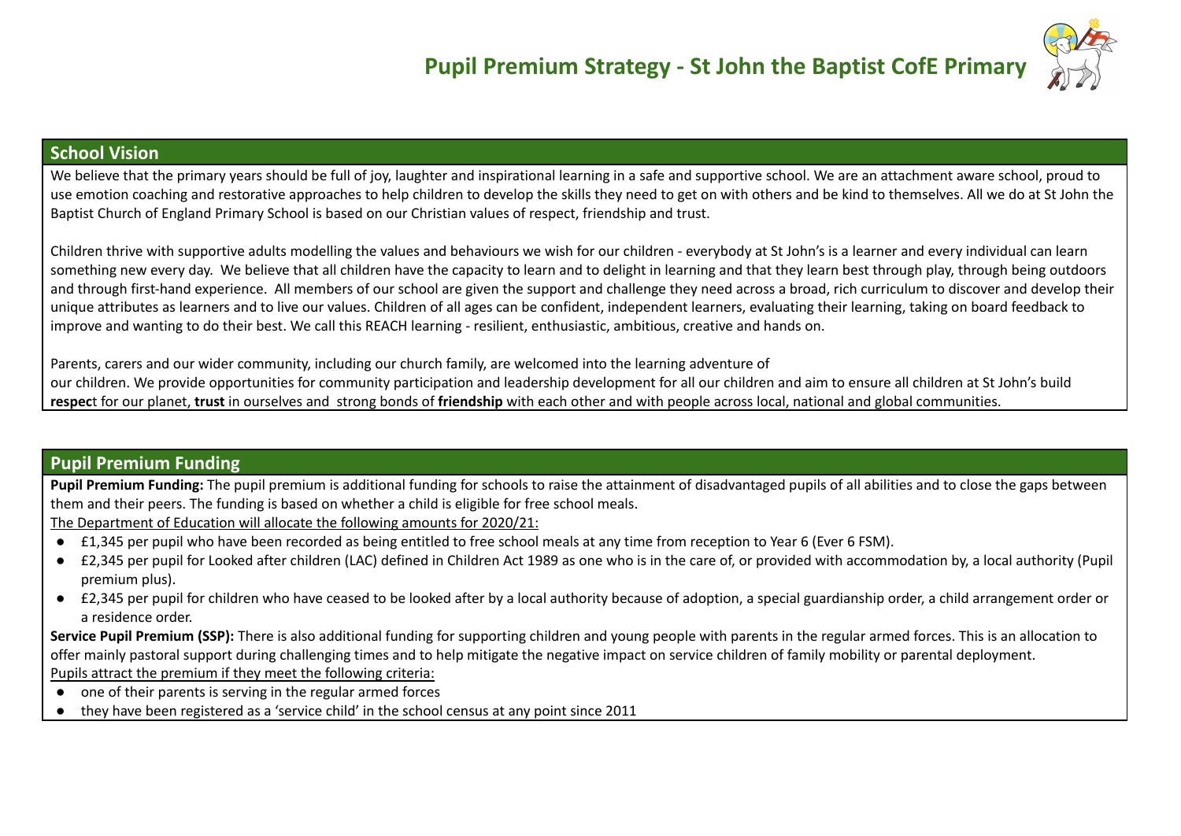# Pupil Premium Strategy - St John the Baptist CofE Primary

## School Vision

We believe that the primary years should be full of joy, laughter and inspirational learning in a safe and supportive school. We are an attachment aware school, proud to use emotion coaching and restorative approaches to help children to develop the skills they need to get on with others and be kind to themselves. All we do at St John the Baptist Church of England Primary School is based on our Christian values of respect, friendship and trust.

Children thrive with supportive adults modelling the values and behaviours we wish for our children - everybody at St John's is a learner and every individual can learn something new every day. We believe that all children have the capacity to learn and to delight in learning and that they learn best through play, through being outdoors and through first-hand experience. All members of our school are given the support and challenge they need across a broad, rich curriculum to discover and develop their unique attributes as learners and to live our values. Children of all ages can be confident, independent learners, evaluating their learning, taking on board feedback to improve and wanting to do their best. We call this REACH learning - resilient, enthusiastic, ambitious, creative and hands on.

Parents, carers and our wider community, including our church family, are welcomed into the learning adventure of our children. We provide opportunities for community participation and leadership development for all our children and aim to ensure all children at St John's build **respec**t for our planet, **trust** in ourselves and strong bonds of **friendship** with each other and with people across local, national and global communities.

## Pupil Premium Funding

**Pupil Premium Funding:** The pupil premium is additional funding for schools to raise the attainment of disadvantaged pupils of all abilities and to close the gaps between them and their peers. The funding is based on whether a child is eligible for free school meals.

The Department of Education will allocate the following amounts for 2020/21:

- £1,345 per pupil who have been recorded as being entitled to free school meals at any time from reception to Year 6 (Ever 6 FSM).
- £2,345 per pupil for Looked after children (LAC) defined in Children Act 1989 as one who is in the care of, or provided with accommodation by, a local authority (Pupil premium plus).
- £2,345 per pupil for children who have ceased to be looked after by a local authority because of adoption, a special guardianship order, a child arrangement order or a residence order.

**Service Pupil Premium (SSP):** There is also additional funding for supporting children and young people with parents in the regular armed forces. This is an allocation to offer mainly pastoral support during challenging times and to help mitigate the negative impact on service children of family mobility or parental deployment.

Pupils attract the premium if they meet the following criteria:

- one of their parents is serving in the regular armed forces
- they have been registered as a 'service child' in the school census at any point since 2011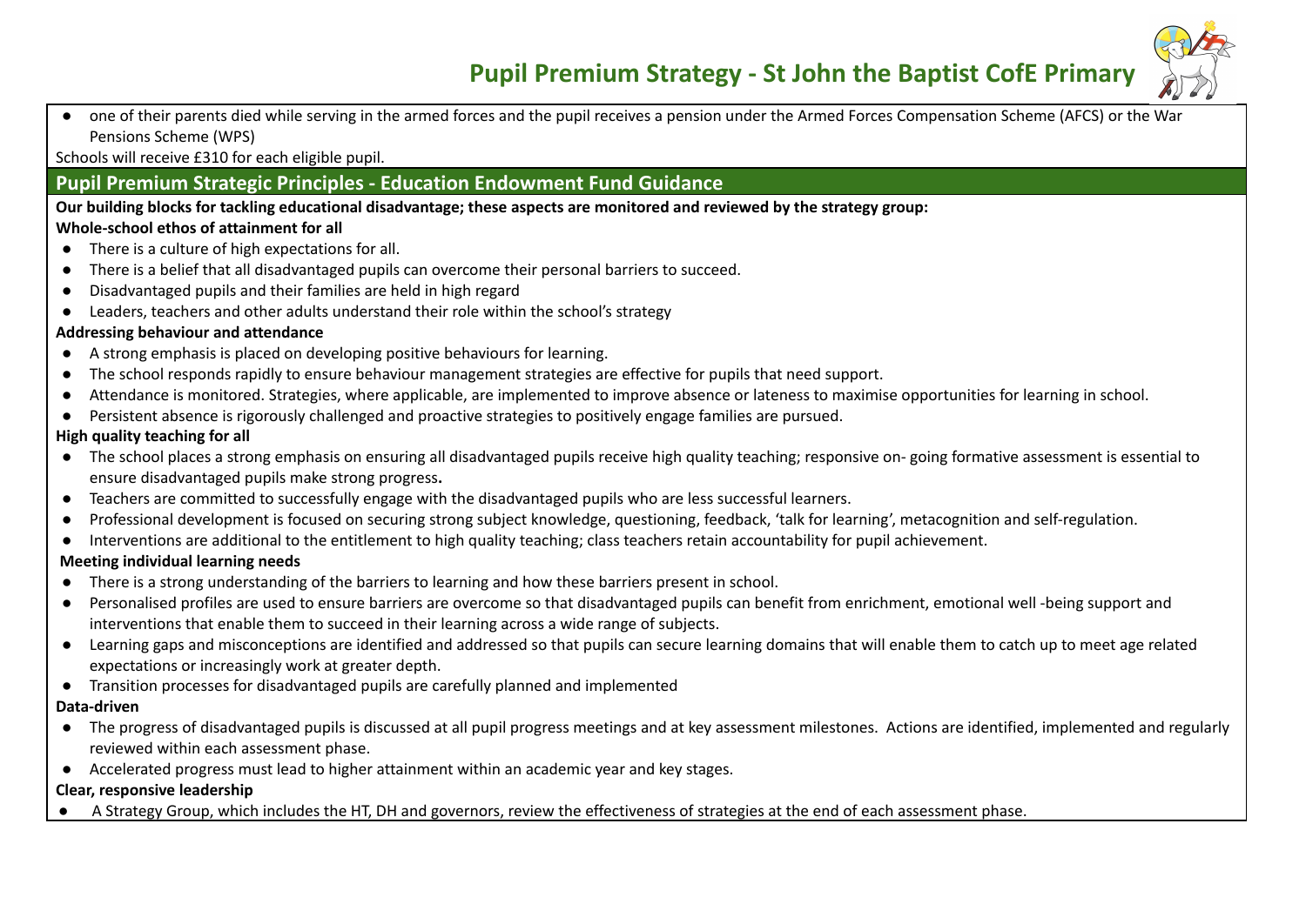- one of their parents died while serving in the armed forces and the pupil receives a pension under the Armed Forces Compensation Scheme (AFCS) or the War Pensions Scheme (WPS)

Schools will receive £310 for each eligible pupil.

## Pupil Premium Strategic Principles - Education Endowment Fund Guidance

**Our building blocks for tackling educational disadvantage; these aspects are monitored and reviewed by the strategy group:**

**Whole-school ethos of attainment for all**

- There is a culture of high expectations for all.
- There is a belief that all disadvantaged pupils can overcome their personal barriers to succeed.
- Disadvantaged pupils and their families are held in high regard
- Leaders, teachers and other adults understand their role within the school's strategy

**Addressing behaviour and attendance**

- A strong emphasis is placed on developing positive behaviours for learning.
- The school responds rapidly to ensure behaviour management strategies are effective for pupils that need support.
- Attendance is monitored. Strategies, where applicable, are implemented to improve absence or lateness to maximise opportunities for learning in school.
- Persistent absence is rigorously challenged and proactive strategies to positively engage families are pursued.

**High quality teaching for all**

- The school places a strong emphasis on ensuring all disadvantaged pupils receive high quality teaching; responsive on- going formative assessment is essential to ensure disadvantaged pupils make strong progress**.**
- Teachers are committed to successfully engage with the disadvantaged pupils who are less successful learners.
- Professional development is focused on securing strong subject knowledge, questioning, feedback, 'talk for learning', metacognition and self-regulation.
- Interventions are additional to the entitlement to high quality teaching; class teachers retain accountability for pupil achievement.

**Meeting individual learning needs**

- There is a strong understanding of the barriers to learning and how these barriers present in school.
- Personalised profiles are used to ensure barriers are overcome so that disadvantaged pupils can benefit from enrichment, emotional well -being support and interventions that enable them to succeed in their learning across a wide range of subjects.
- Learning gaps and misconceptions are identified and addressed so that pupils can secure learning domains that will enable them to catch up to meet age related expectations or increasingly work at greater depth.
- Transition processes for disadvantaged pupils are carefully planned and implemented

**Data-driven**

- The progress of disadvantaged pupils is discussed at all pupil progress meetings and at key assessment milestones. Actions are identified, implemented and regularly reviewed within each assessment phase.
- Accelerated progress must lead to higher attainment within an academic year and key stages.

**Clear, responsive leadership**

- A Strategy Group, which includes the HT, DH and governors, review the effectiveness of strategies at the end of each assessment phase.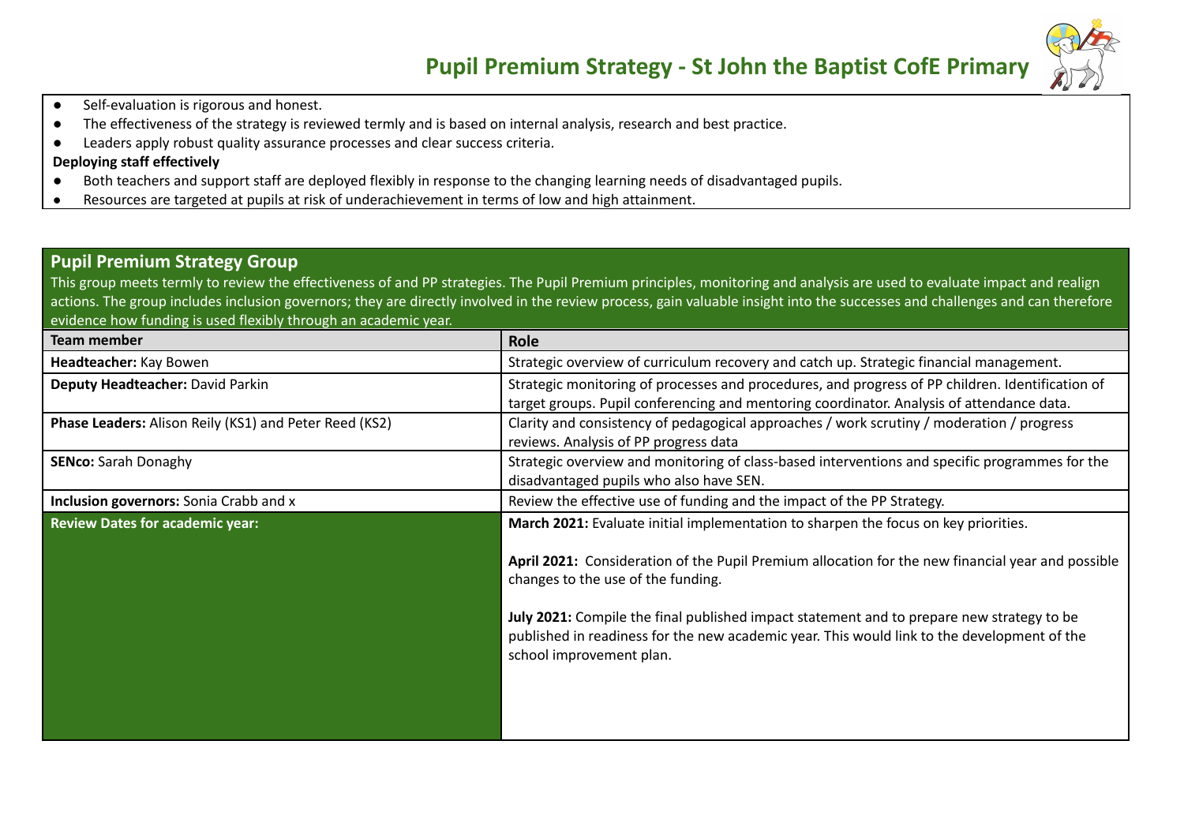- Self-evaluation is rigorous and honest.
- The effectiveness of the strategy is reviewed termly and is based on internal analysis, research and best practice.
- Leaders apply robust quality assurance processes and clear success criteria.

**Deploying staff effectively**

- Both teachers and support staff are deployed flexibly in response to the changing learning needs of disadvantaged pupils.
- Resources are targeted at pupils at risk of underachievement in terms of low and high attainment.

## Pupil Premium Strategy Group

This group meets termly to review the effectiveness of and PP strategies. The Pupil Premium principles, monitoring and analysis are used to evaluate impact and realign actions. The group includes inclusion governors; they are directly involved in the review process, gain valuable insight into the successes and challenges and can therefore evidence how funding is used flexibly through an academic year.

| Team member | Role |
|---|---|
| **Headteacher:** Kay Bowen | Strategic overview of curriculum recovery and catch up. Strategic financial management. |
| **Deputy Headteacher:** David Parkin | Strategic monitoring of processes and procedures, and progress of PP children. Identification of target groups. Pupil conferencing and mentoring coordinator. Analysis of attendance data. |
| **Phase Leaders:** Alison Reily (KS1) and Peter Reed (KS2) | Clarity and consistency of pedagogical approaches / work scrutiny / moderation / progress reviews. Analysis of PP progress data |
| **SENco:** Sarah Donaghy | Strategic overview and monitoring of class-based interventions and specific programmes for the disadvantaged pupils who also have SEN. |
| **Inclusion governors:** Sonia Crabb and x | Review the effective use of funding and the impact of the PP Strategy. |
| **Review Dates for academic year:** | **March 2021:** Evaluate initial implementation to sharpen the focus on key priorities.<br><br>**April 2021:** Consideration of the Pupil Premium allocation for the new financial year and possible changes to the use of the funding.<br><br>**July 2021:** Compile the final published impact statement and to prepare new strategy to be published in readiness for the new academic year. This would link to the development of the school improvement plan. |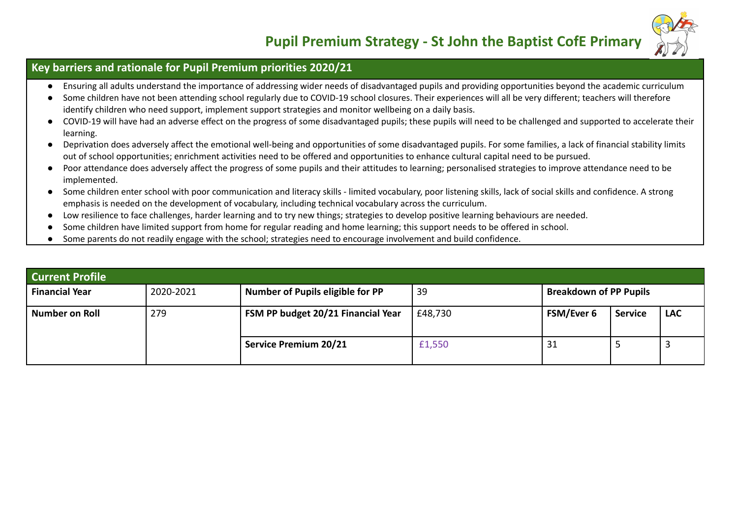# Pupil Premium Strategy - St John the Baptist CofE Primary

## Key barriers and rationale for Pupil Premium priorities 2020/21

- Ensuring all adults understand the importance of addressing wider needs of disadvantaged pupils and providing opportunities beyond the academic curriculum
- Some children have not been attending school regularly due to COVID-19 school closures. Their experiences will all be very different; teachers will therefore identify children who need support, implement support strategies and monitor wellbeing on a daily basis.
- COVID-19 will have had an adverse effect on the progress of some disadvantaged pupils; these pupils will need to be challenged and supported to accelerate their learning.
- Deprivation does adversely affect the emotional well-being and opportunities of some disadvantaged pupils. For some families, a lack of financial stability limits out of school opportunities; enrichment activities need to be offered and opportunities to enhance cultural capital need to be pursued.
- Poor attendance does adversely affect the progress of some pupils and their attitudes to learning; personalised strategies to improve attendance need to be implemented.
- Some children enter school with poor communication and literacy skills - limited vocabulary, poor listening skills, lack of social skills and confidence. A strong emphasis is needed on the development of vocabulary, including technical vocabulary across the curriculum.
- Low resilience to face challenges, harder learning and to try new things; strategies to develop positive learning behaviours are needed.
- Some children have limited support from home for regular reading and home learning; this support needs to be offered in school.
- Some parents do not readily engage with the school; strategies need to encourage involvement and build confidence.

## Current Profile

| **Financial Year** | 2020-2021 | **Number of Pupils eligible for PP** | 39 | **Breakdown of PP Pupils** | | |
|---|---|---|---|---|---|---|
| **Number on Roll** | 279 | **FSM PP budget 20/21 Financial Year** | £48,730 | **FSM/Ever 6** | **Service** | **LAC** |
| | | **Service Premium 20/21** | £1,550 | 31 | 5 | 3 |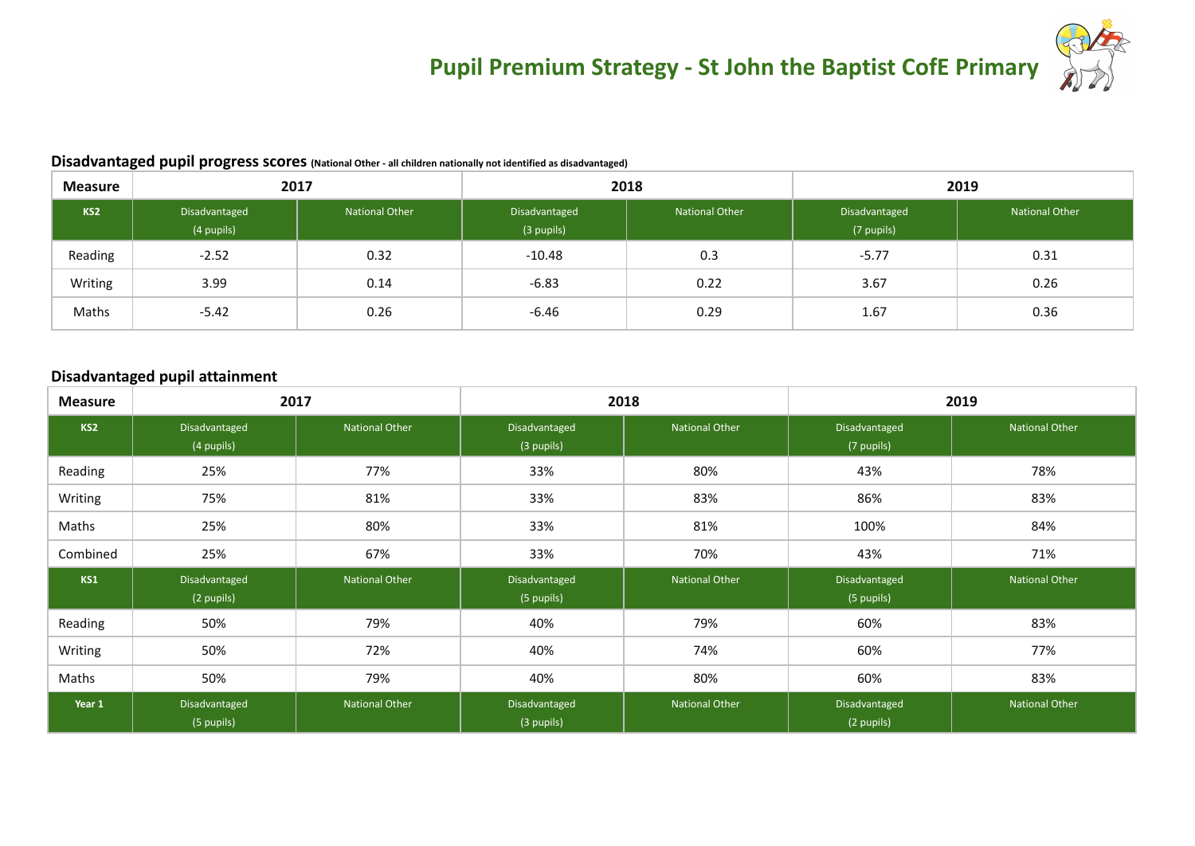# Pupil Premium Strategy - St John the Baptist CofE Primary

## Disadvantaged pupil progress scores (National Other - all children nationally not identified as disadvantaged)

| Measure | 2017 | | 2018 | | 2019 | |
|---|---|---|---|---|---|---|
| **KS2** | Disadvantaged (4 pupils) | National Other | Disadvantaged (3 pupils) | National Other | Disadvantaged (7 pupils) | National Other |
| Reading | -2.52 | 0.32 | -10.48 | 0.3 | -5.77 | 0.31 |
| Writing | 3.99 | 0.14 | -6.83 | 0.22 | 3.67 | 0.26 |
| Maths | -5.42 | 0.26 | -6.46 | 0.29 | 1.67 | 0.36 |

## Disadvantaged pupil attainment

| Measure | 2017 | | 2018 | | 2019 | |
|---|---|---|---|---|---|---|
| **KS2** | Disadvantaged (4 pupils) | National Other | Disadvantaged (3 pupils) | National Other | Disadvantaged (7 pupils) | National Other |
| Reading | 25% | 77% | 33% | 80% | 43% | 78% |
| Writing | 75% | 81% | 33% | 83% | 86% | 83% |
| Maths | 25% | 80% | 33% | 81% | 100% | 84% |
| Combined | 25% | 67% | 33% | 70% | 43% | 71% |
| **KS1** | Disadvantaged (2 pupils) | National Other | Disadvantaged (5 pupils) | National Other | Disadvantaged (5 pupils) | National Other |
| Reading | 50% | 79% | 40% | 79% | 60% | 83% |
| Writing | 50% | 72% | 40% | 74% | 60% | 77% |
| Maths | 50% | 79% | 40% | 80% | 60% | 83% |
| **Year 1** | Disadvantaged (5 pupils) | National Other | Disadvantaged (3 pupils) | National Other | Disadvantaged (2 pupils) | National Other |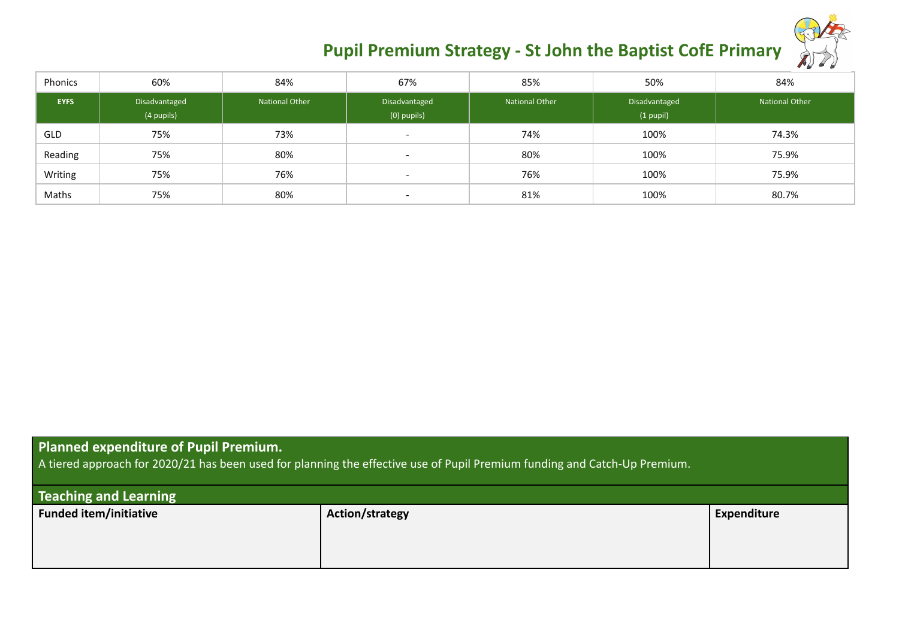# Pupil Premium Strategy - St John the Baptist CofE Primary

| Phonics | 60% | 84% | 67% | 85% | 50% | 84% |
|---|---|---|---|---|---|---|
| **EYFS** | Disadvantaged (4 pupils) | National Other | Disadvantaged (0) pupils) | National Other | Disadvantaged (1 pupil) | National Other |
| GLD | 75% | 73% | - | 74% | 100% | 74.3% |
| Reading | 75% | 80% | - | 80% | 100% | 75.9% |
| Writing | 75% | 76% | - | 76% | 100% | 75.9% |
| Maths | 75% | 80% | - | 81% | 100% | 80.7% |

## Planned expenditure of Pupil Premium.

A tiered approach for 2020/21 has been used for planning the effective use of Pupil Premium funding and Catch-Up Premium.

### Teaching and Learning

| Funded item/initiative | Action/strategy | Expenditure |
|---|---|---|
| | | |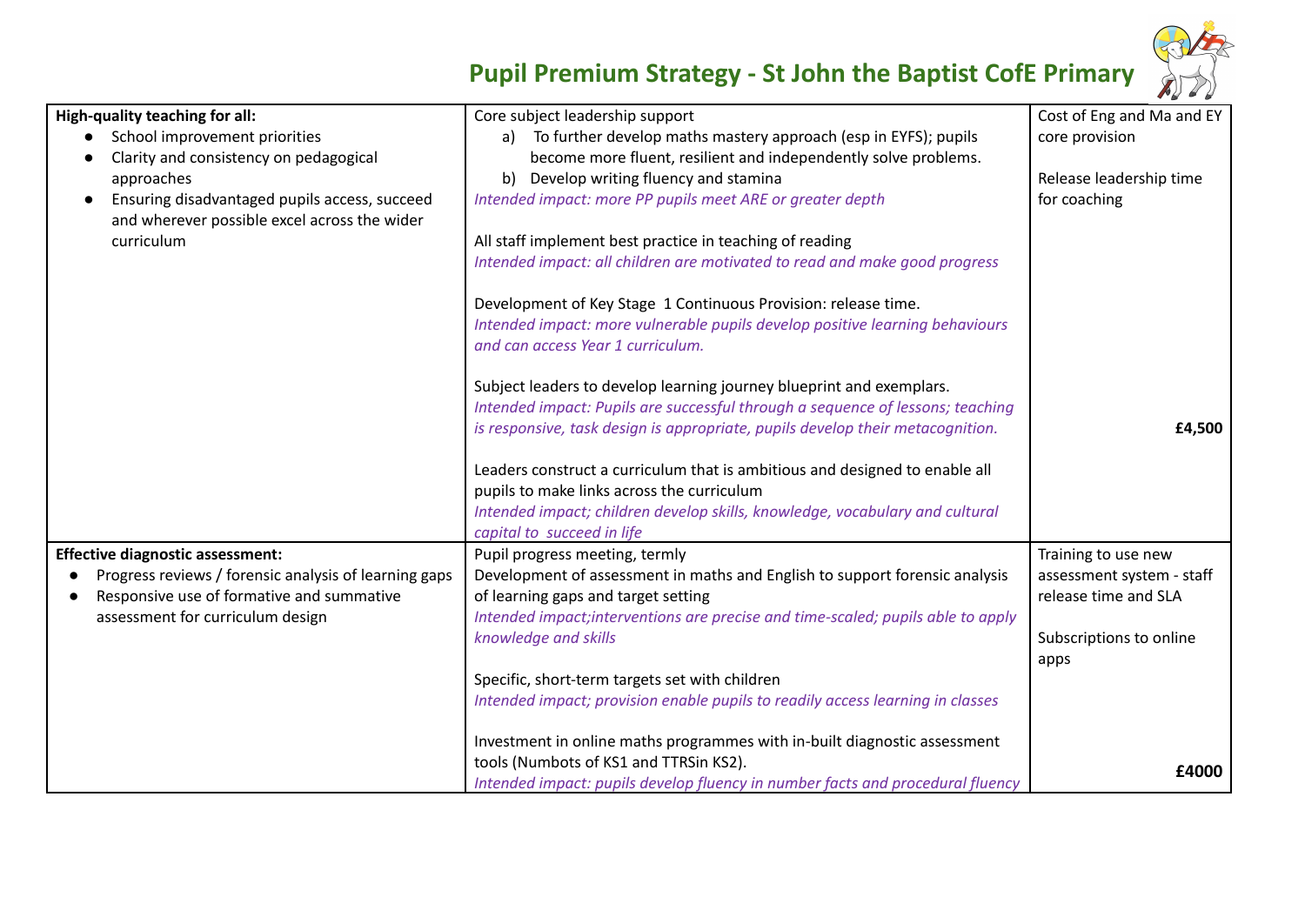## Pupil Premium Strategy - St John the Baptist CofE Primary

| | | |
|---|---|---|
| **High-quality teaching for all:**<br>• School improvement priorities<br>• Clarity and consistency on pedagogical approaches<br>• Ensuring disadvantaged pupils access, succeed and wherever possible excel across the wider curriculum | Core subject leadership support<br>a) To further develop maths mastery approach (esp in EYFS); pupils become more fluent, resilient and independently solve problems.<br>b) Develop writing fluency and stamina<br>*Intended impact: more PP pupils meet ARE or greater depth*<br><br>All staff implement best practice in teaching of reading<br>*Intended impact: all children are motivated to read and make good progress*<br><br>Development of Key Stage 1 Continuous Provision: release time.<br>*Intended impact: more vulnerable pupils develop positive learning behaviours and can access Year 1 curriculum.*<br><br>Subject leaders to develop learning journey blueprint and exemplars.<br>*Intended impact: Pupils are successful through a sequence of lessons; teaching is responsive, task design is appropriate, pupils develop their metacognition.*<br><br>Leaders construct a curriculum that is ambitious and designed to enable all pupils to make links across the curriculum<br>*Intended impact; children develop skills, knowledge, vocabulary and cultural capital to succeed in life* | Cost of Eng and Ma and EY core provision<br><br>Release leadership time for coaching<br><br>**£4,500** |
| **Effective diagnostic assessment:**<br>• Progress reviews / forensic analysis of learning gaps<br>• Responsive use of formative and summative assessment for curriculum design | Pupil progress meeting, termly<br>Development of assessment in maths and English to support forensic analysis of learning gaps and target setting<br>*Intended impact;interventions are precise and time-scaled; pupils able to apply knowledge and skills*<br><br>Specific, short-term targets set with children<br>*Intended impact; provision enable pupils to readily access learning in classes*<br><br>Investment in online maths programmes with in-built diagnostic assessment tools (Numbots of KS1 and TTRSin KS2).<br>*Intended impact: pupils develop fluency in number facts and procedural fluency* | Training to use new assessment system - staff release time and SLA<br><br>Subscriptions to online apps<br><br>**£4000** |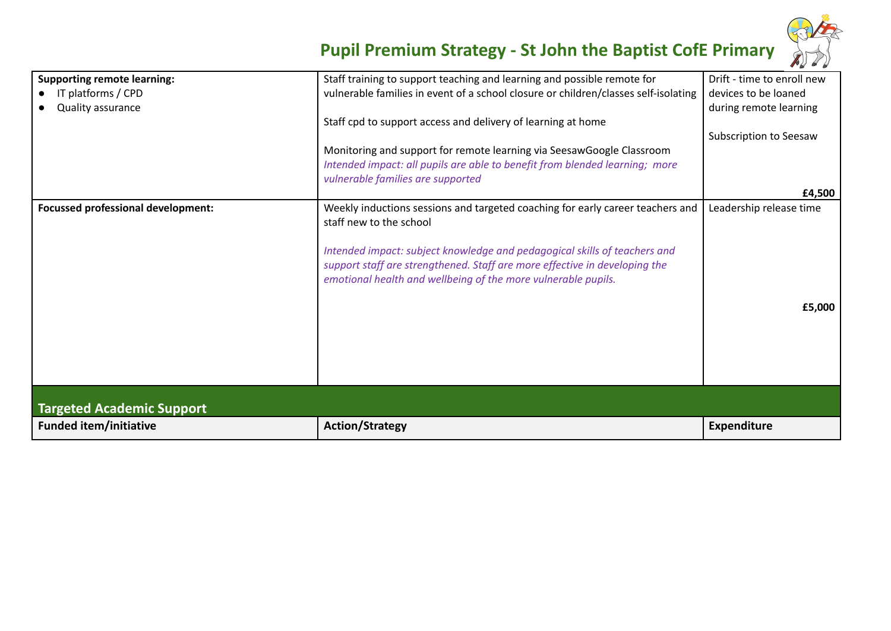# Pupil Premium Strategy - St John the Baptist CofE Primary

| | | |
|---|---|---|
| **Supporting remote learning:**<br>● IT platforms / CPD<br>● Quality assurance | Staff training to support teaching and learning and possible remote for vulnerable families in event of a school closure or children/classes self-isolating<br><br>Staff cpd to support access and delivery of learning at home<br><br>Monitoring and support for remote learning via SeesawGoogle Classroom<br>*Intended impact: all pupils are able to benefit from blended learning; more vulnerable families are supported* | Drift - time to enroll new devices to be loaned during remote learning<br><br>Subscription to Seesaw<br><br>**£4,500** |
| **Focussed professional development:** | Weekly inductions sessions and targeted coaching for early career teachers and staff new to the school<br><br>*Intended impact: subject knowledge and pedagogical skills of teachers and support staff are strengthened. Staff are more effective in developing the emotional health and wellbeing of the more vulnerable pupils.* | Leadership release time<br><br>**£5,000** |

## Targeted Academic Support

| Funded item/initiative | Action/Strategy | Expenditure |
|---|---|---|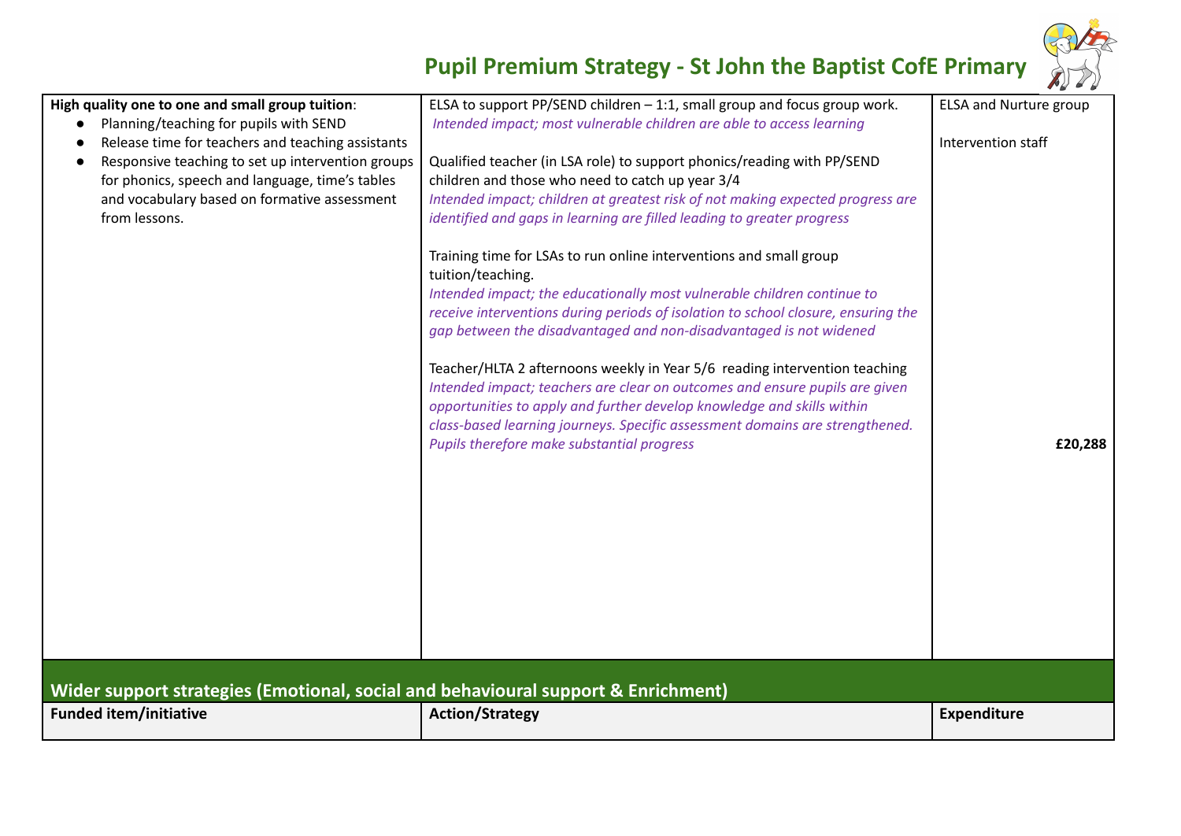# Pupil Premium Strategy - St John the Baptist CofE Primary

| | | |
|---|---|---|
| **High quality one to one and small group tuition**:<br>• Planning/teaching for pupils with SEND<br>• Release time for teachers and teaching assistants<br>• Responsive teaching to set up intervention groups for phonics, speech and language, time's tables and vocabulary based on formative assessment from lessons. | ELSA to support PP/SEND children – 1:1, small group and focus group work.<br>*Intended impact; most vulnerable children are able to access learning*<br><br>Qualified teacher (in LSA role) to support phonics/reading with PP/SEND children and those who need to catch up year 3/4<br>*Intended impact; children at greatest risk of not making expected progress are identified and gaps in learning are filled leading to greater progress*<br><br>Training time for LSAs to run online interventions and small group tuition/teaching.<br>*Intended impact; the educationally most vulnerable children continue to receive interventions during periods of isolation to school closure, ensuring the gap between the disadvantaged and non-disadvantaged is not widened*<br><br>Teacher/HLTA 2 afternoons weekly in Year 5/6 reading intervention teaching<br>*Intended impact; teachers are clear on outcomes and ensure pupils are given opportunities to apply and further develop knowledge and skills within class-based learning journeys. Specific assessment domains are strengthened. Pupils therefore make substantial progress* | ELSA and Nurture group<br><br>Intervention staff<br><br>**£20,288** |

## Wider support strategies (Emotional, social and behavioural support & Enrichment)

| Funded item/initiative | Action/Strategy | Expenditure |
|---|---|---|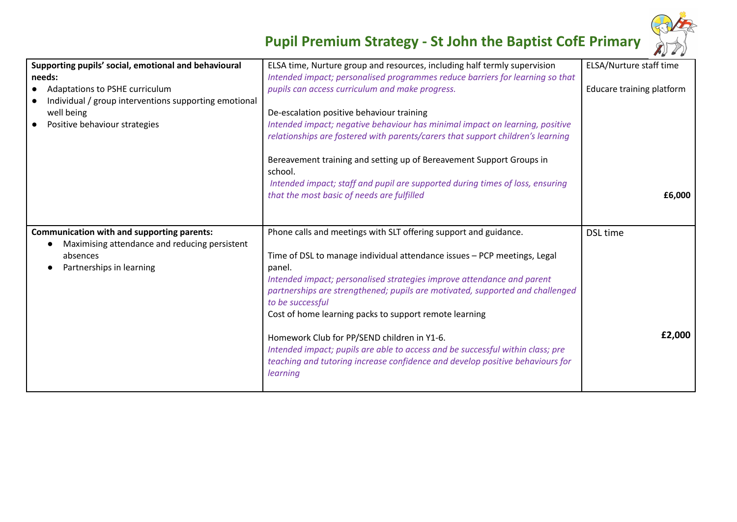# Pupil Premium Strategy - St John the Baptist CofE Primary

| | | |
|---|---|---|
| **Supporting pupils' social, emotional and behavioural needs:**<br>● Adaptations to PSHE curriculum<br>● Individual / group interventions supporting emotional well being<br>● Positive behaviour strategies | ELSA time, Nurture group and resources, including half termly supervision<br>*Intended impact; personalised programmes reduce barriers for learning so that pupils can access curriculum and make progress.*<br><br>De-escalation positive behaviour training<br>*Intended impact; negative behaviour has minimal impact on learning, positive relationships are fostered with parents/carers that support children's learning*<br><br>Bereavement training and setting up of Bereavement Support Groups in school.<br>*Intended impact; staff and pupil are supported during times of loss, ensuring that the most basic of needs are fulfilled* | ELSA/Nurture staff time<br><br>Educare training platform<br><br>**£6,000** |
| **Communication with and supporting parents:**<br>● Maximising attendance and reducing persistent absences<br>● Partnerships in learning | Phone calls and meetings with SLT offering support and guidance.<br><br>Time of DSL to manage individual attendance issues – PCP meetings, Legal panel.<br>*Intended impact; personalised strategies improve attendance and parent partnerships are strengthened; pupils are motivated, supported and challenged to be successful*<br>Cost of home learning packs to support remote learning<br><br>Homework Club for PP/SEND children in Y1-6.<br>*Intended impact; pupils are able to access and be successful within class; pre teaching and tutoring increase confidence and develop positive behaviours for learning* | DSL time<br><br>**£2,000** |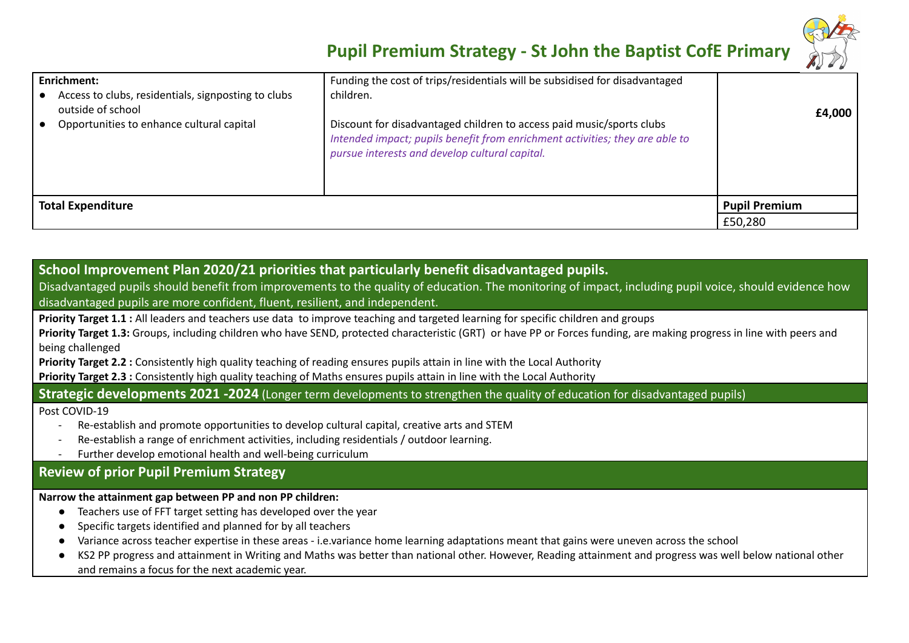## Pupil Premium Strategy - St John the Baptist CofE Primary

| | | |
|---|---|---|
| **Enrichment:**<br>● Access to clubs, residentials, signposting to clubs outside of school<br>● Opportunities to enhance cultural capital | Funding the cost of trips/residentials will be subsidised for disadvantaged children.<br><br>Discount for disadvantaged children to access paid music/sports clubs<br>*Intended impact; pupils benefit from enrichment activities; they are able to pursue interests and develop cultural capital.* | **£4,000** |
| **Total Expenditure** | | **Pupil Premium** |
| | | £50,280 |

### School Improvement Plan 2020/21 priorities that particularly benefit disadvantaged pupils.

Disadvantaged pupils should benefit from improvements to the quality of education. The monitoring of impact, including pupil voice, should evidence how disadvantaged pupils are more confident, fluent, resilient, and independent.

**Priority Target 1.1 :** All leaders and teachers use data to improve teaching and targeted learning for specific children and groups

**Priority Target 1.3:** Groups, including children who have SEND, protected characteristic (GRT) or have PP or Forces funding, are making progress in line with peers and being challenged

**Priority Target 2.2 :** Consistently high quality teaching of reading ensures pupils attain in line with the Local Authority

**Priority Target 2.3 :** Consistently high quality teaching of Maths ensures pupils attain in line with the Local Authority

### Strategic developments 2021 -2024 (Longer term developments to strengthen the quality of education for disadvantaged pupils)

Post COVID-19

- Re-establish and promote opportunities to develop cultural capital, creative arts and STEM
- Re-establish a range of enrichment activities, including residentials / outdoor learning.
- Further develop emotional health and well-being curriculum

### Review of prior Pupil Premium Strategy

**Narrow the attainment gap between PP and non PP children:**

- Teachers use of FFT target setting has developed over the year
- Specific targets identified and planned for by all teachers
- Variance across teacher expertise in these areas - i.e.variance home learning adaptations meant that gains were uneven across the school
- KS2 PP progress and attainment in Writing and Maths was better than national other. However, Reading attainment and progress was well below national other and remains a focus for the next academic year.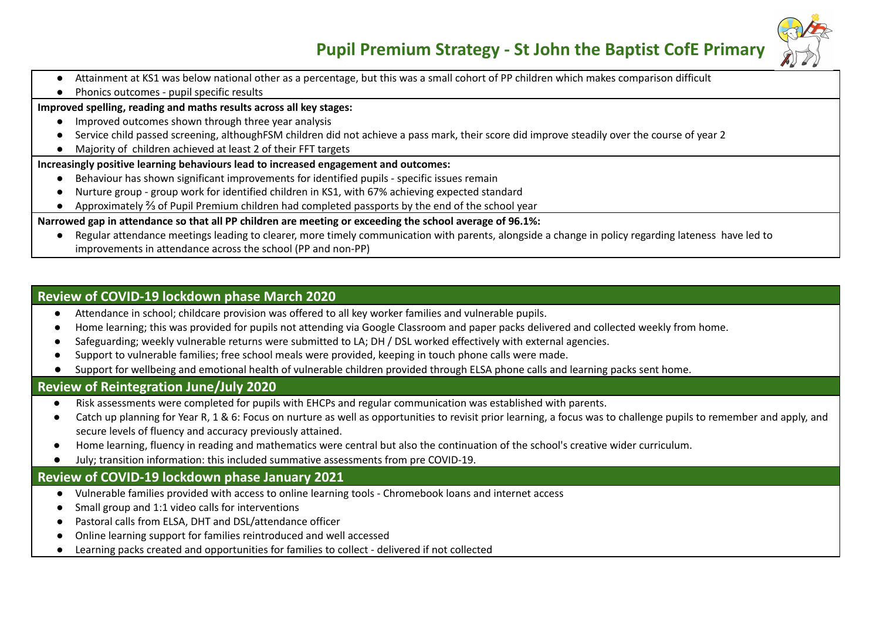- Attainment at KS1 was below national other as a percentage, but this was a small cohort of PP children which makes comparison difficult
- Phonics outcomes - pupil specific results

**Improved spelling, reading and maths results across all key stages:**

- Improved outcomes shown through three year analysis
- Service child passed screening, althoughFSM children did not achieve a pass mark, their score did improve steadily over the course of year 2
- Majority of children achieved at least 2 of their FFT targets

**Increasingly positive learning behaviours lead to increased engagement and outcomes:**

- Behaviour has shown significant improvements for identified pupils - specific issues remain
- Nurture group - group work for identified children in KS1, with 67% achieving expected standard
- Approximately ⅔ of Pupil Premium children had completed passports by the end of the school year

**Narrowed gap in attendance so that all PP children are meeting or exceeding the school average of 96.1%:**

- Regular attendance meetings leading to clearer, more timely communication with parents, alongside a change in policy regarding lateness have led to improvements in attendance across the school (PP and non-PP)

## Review of COVID-19 lockdown phase March 2020

- Attendance in school; childcare provision was offered to all key worker families and vulnerable pupils.
- Home learning; this was provided for pupils not attending via Google Classroom and paper packs delivered and collected weekly from home.
- Safeguarding; weekly vulnerable returns were submitted to LA; DH / DSL worked effectively with external agencies.
- Support to vulnerable families; free school meals were provided, keeping in touch phone calls were made.
- Support for wellbeing and emotional health of vulnerable children provided through ELSA phone calls and learning packs sent home.

## Review of Reintegration June/July 2020

- Risk assessments were completed for pupils with EHCPs and regular communication was established with parents.
- Catch up planning for Year R, 1 & 6: Focus on nurture as well as opportunities to revisit prior learning, a focus was to challenge pupils to remember and apply, and secure levels of fluency and accuracy previously attained.
- Home learning, fluency in reading and mathematics were central but also the continuation of the school's creative wider curriculum.
- July; transition information: this included summative assessments from pre COVID-19.

## Review of COVID-19 lockdown phase January 2021

- Vulnerable families provided with access to online learning tools - Chromebook loans and internet access
- Small group and 1:1 video calls for interventions
- Pastoral calls from ELSA, DHT and DSL/attendance officer
- Online learning support for families reintroduced and well accessed
- Learning packs created and opportunities for families to collect - delivered if not collected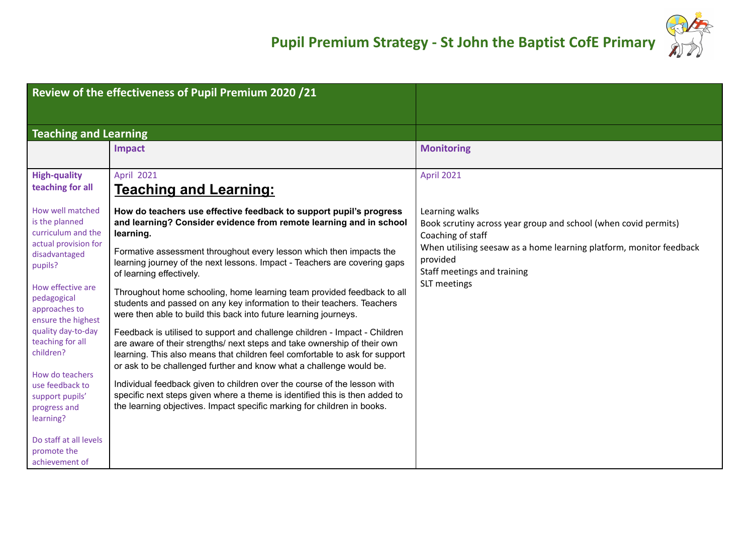# Pupil Premium Strategy - St John the Baptist CofE Primary

| Review of the effectiveness of Pupil Premium 2020 /21 | | |
|---|---|---|
| **Teaching and Learning** | | |
| | **Impact** | **Monitoring** |
| **High-quality teaching for all**<br><br>How well matched is the planned curriculum and the actual provision for disadvantaged pupils?<br><br>How effective are pedagogical approaches to ensure the highest quality day-to-day teaching for all children?<br><br>How do teachers use feedback to support pupils' progress and learning?<br><br>Do staff at all levels promote the achievement of | April 2021<br>**Teaching and Learning:**<br><br>**How do teachers use effective feedback to support pupil's progress and learning? Consider evidence from remote learning and in school learning.**<br><br>Formative assessment throughout every lesson which then impacts the learning journey of the next lessons. Impact - Teachers are covering gaps of learning effectively.<br><br>Throughout home schooling, home learning team provided feedback to all students and passed on any key information to their teachers. Teachers were then able to build this back into future learning journeys.<br><br>Feedback is utilised to support and challenge children - Impact - Children are aware of their strengths/ next steps and take ownership of their own learning. This also means that children feel comfortable to ask for support or ask to be challenged further and know what a challenge would be.<br><br>Individual feedback given to children over the course of the lesson with specific next steps given where a theme is identified this is then added to the learning objectives. Impact specific marking for children in books. | April 2021<br><br>Learning walks<br>Book scrutiny across year group and school (when covid permits)<br>Coaching of staff<br>When utilising seesaw as a home learning platform, monitor feedback provided<br>Staff meetings and training<br>SLT meetings |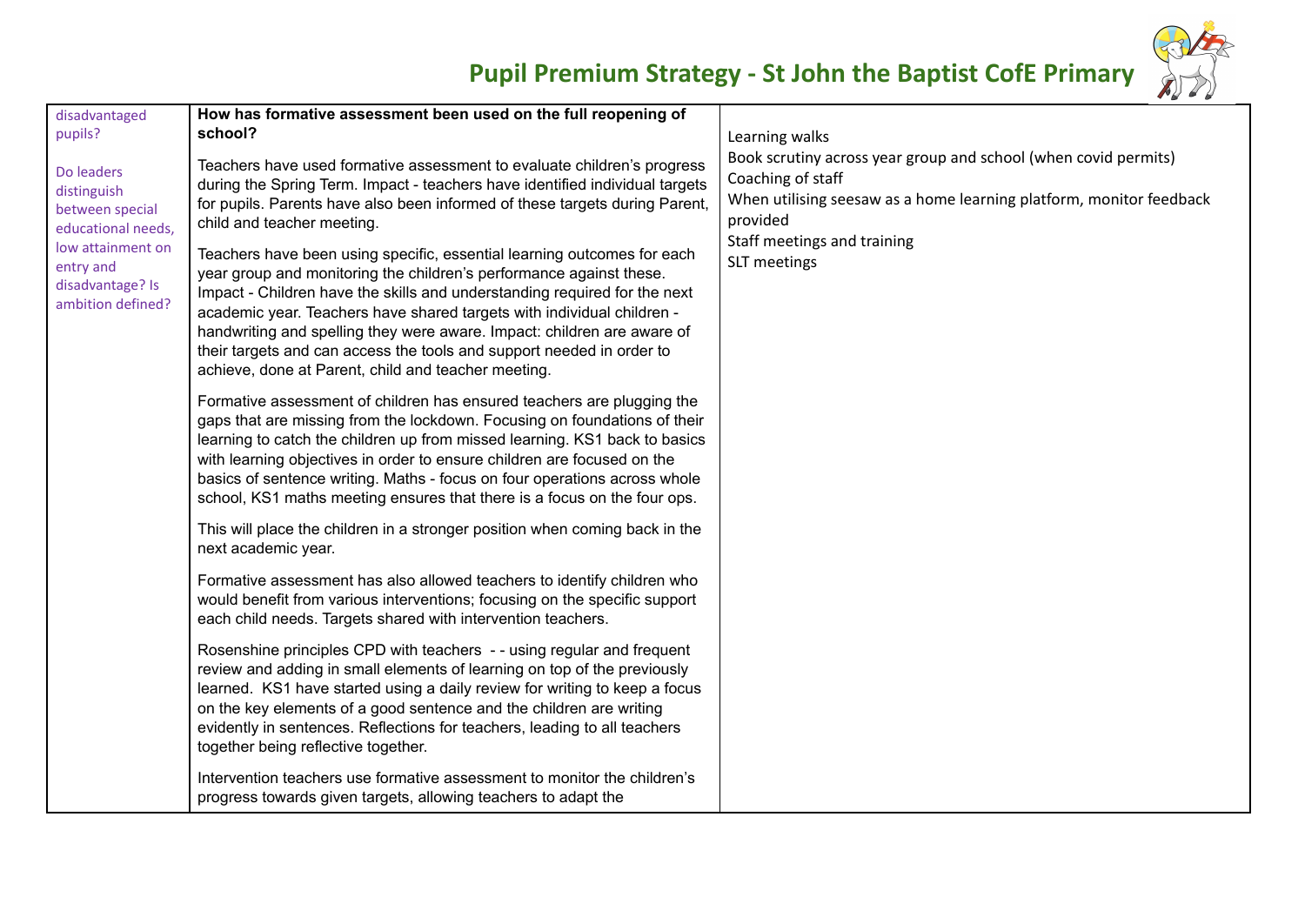| disadvantaged pupils?<br><br>Do leaders distinguish between special educational needs, low attainment on entry and disadvantage? Is ambition defined? | **How has formative assessment been used on the full reopening of school?**<br><br>Teachers have used formative assessment to evaluate children's progress during the Spring Term. Impact - teachers have identified individual targets for pupils. Parents have also been informed of these targets during Parent, child and teacher meeting.<br><br>Teachers have been using specific, essential learning outcomes for each year group and monitoring the children's performance against these. Impact - Children have the skills and understanding required for the next academic year. Teachers have shared targets with individual children - handwriting and spelling they were aware. Impact: children are aware of their targets and can access the tools and support needed in order to achieve, done at Parent, child and teacher meeting.<br><br>Formative assessment of children has ensured teachers are plugging the gaps that are missing from the lockdown. Focusing on foundations of their learning to catch the children up from missed learning. KS1 back to basics with learning objectives in order to ensure children are focused on the basics of sentence writing. Maths - focus on four operations across whole school, KS1 maths meeting ensures that there is a focus on the four ops.<br><br>This will place the children in a stronger position when coming back in the next academic year.<br><br>Formative assessment has also allowed teachers to identify children who would benefit from various interventions; focusing on the specific support each child needs. Targets shared with intervention teachers.<br><br>Rosenshine principles CPD with teachers - - using regular and frequent review and adding in small elements of learning on top of the previously learned. KS1 have started using a daily review for writing to keep a focus on the key elements of a good sentence and the children are writing evidently in sentences. Reflections for teachers, leading to all teachers together being reflective together.<br><br>Intervention teachers use formative assessment to monitor the children's progress towards given targets, allowing teachers to adapt the | Learning walks<br>Book scrutiny across year group and school (when covid permits)<br>Coaching of staff<br>When utilising seesaw as a home learning platform, monitor feedback provided<br>Staff meetings and training<br>SLT meetings |
|---|---|---|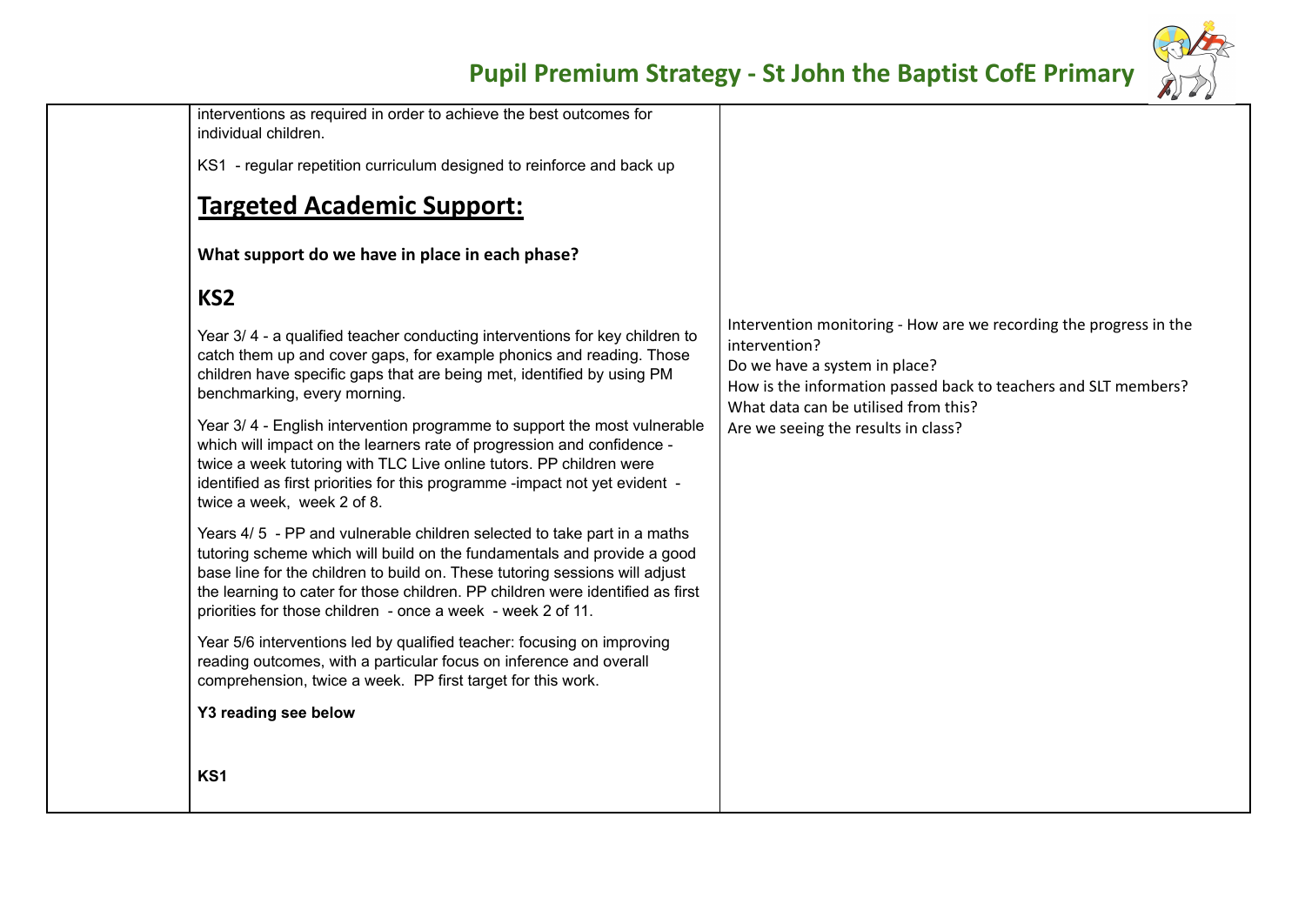| | | |
|---|---|---|
| | interventions as required in order to achieve the best outcomes for individual children.<br><br>KS1 - regular repetition curriculum designed to reinforce and back up<br><br>**<u>Targeted Academic Support:</u>**<br><br>**What support do we have in place in each phase?**<br><br>**KS2**<br><br>Year 3/ 4 - a qualified teacher conducting interventions for key children to catch them up and cover gaps, for example phonics and reading. Those children have specific gaps that are being met, identified by using PM benchmarking, every morning.<br><br>Year 3/ 4 - English intervention programme to support the most vulnerable which will impact on the learners rate of progression and confidence - twice a week tutoring with TLC Live online tutors. PP children were identified as first priorities for this programme -impact not yet evident - twice a week, week 2 of 8.<br><br>Years 4/ 5 - PP and vulnerable children selected to take part in a maths tutoring scheme which will build on the fundamentals and provide a good base line for the children to build on. These tutoring sessions will adjust the learning to cater for those children. PP children were identified as first priorities for those children - once a week - week 2 of 11.<br><br>Year 5/6 interventions led by qualified teacher: focusing on improving reading outcomes, with a particular focus on inference and overall comprehension, twice a week. PP first target for this work.<br><br>**Y3 reading see below**<br><br>**KS1** | Intervention monitoring - How are we recording the progress in the intervention?<br>Do we have a system in place?<br>How is the information passed back to teachers and SLT members?<br>What data can be utilised from this?<br>Are we seeing the results in class? |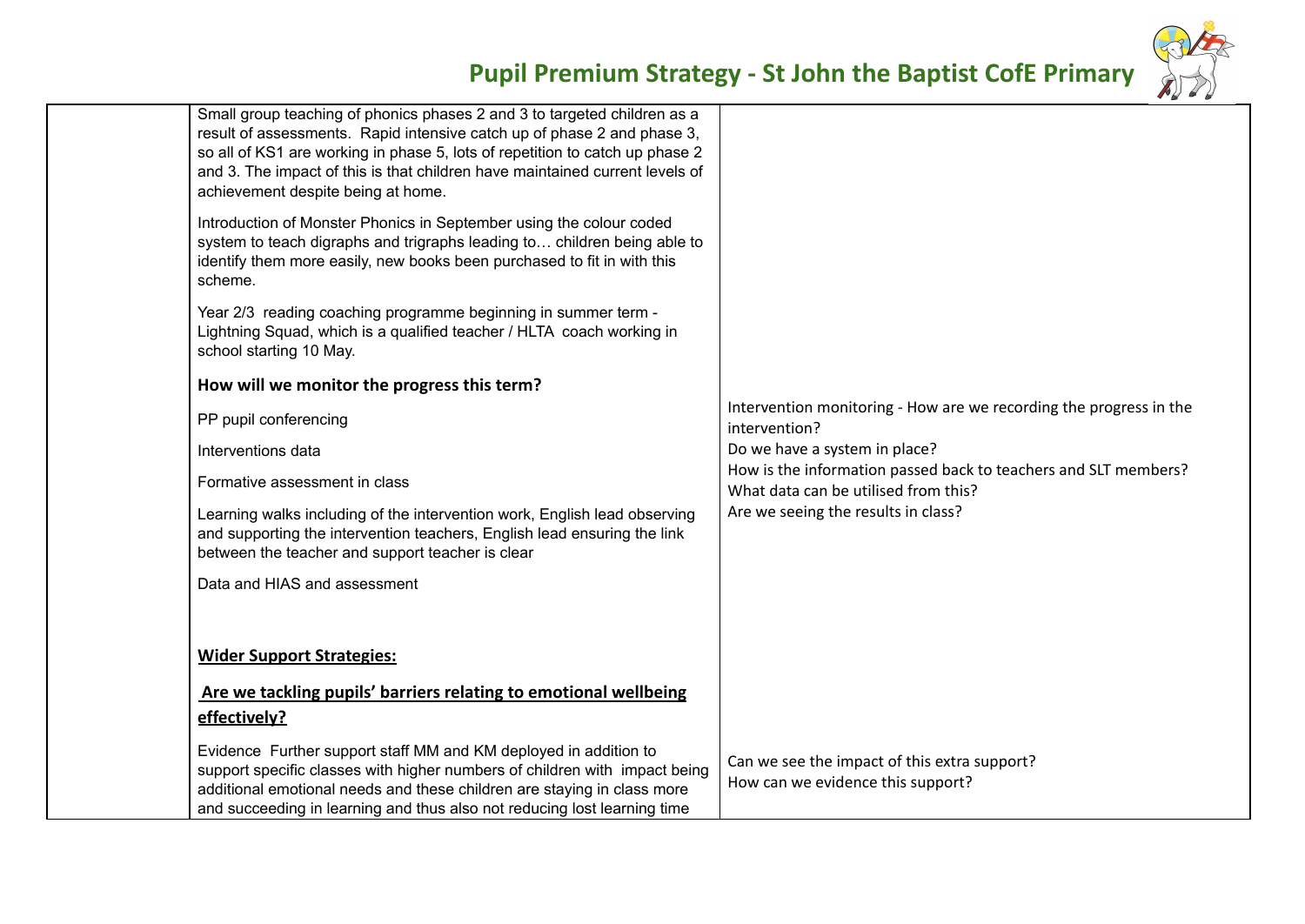| | | |
|---|---|---|
| | Small group teaching of phonics phases 2 and 3 to targeted children as a result of assessments. Rapid intensive catch up of phase 2 and phase 3, so all of KS1 are working in phase 5, lots of repetition to catch up phase 2 and 3. The impact of this is that children have maintained current levels of achievement despite being at home.<br><br>Introduction of Monster Phonics in September using the colour coded system to teach digraphs and trigraphs leading to… children being able to identify them more easily, new books been purchased to fit in with this scheme.<br><br>Year 2/3 reading coaching programme beginning in summer term - Lightning Squad, which is a qualified teacher / HLTA coach working in school starting 10 May.<br><br>**How will we monitor the progress this term?**<br><br>PP pupil conferencing<br><br>Interventions data<br><br>Formative assessment in class<br><br>Learning walks including of the intervention work, English lead observing and supporting the intervention teachers, English lead ensuring the link between the teacher and support teacher is clear<br><br>Data and HIAS and assessment<br><br>**Wider Support Strategies:**<br><br>**Are we tackling pupils' barriers relating to emotional wellbeing effectively?**<br><br>Evidence Further support staff MM and KM deployed in addition to support specific classes with higher numbers of children with impact being additional emotional needs and these children are staying in class more and succeeding in learning and thus also not reducing lost learning time | Intervention monitoring - How are we recording the progress in the intervention?<br>Do we have a system in place?<br>How is the information passed back to teachers and SLT members?<br>What data can be utilised from this?<br>Are we seeing the results in class?<br><br>Can we see the impact of this extra support?<br>How can we evidence this support? |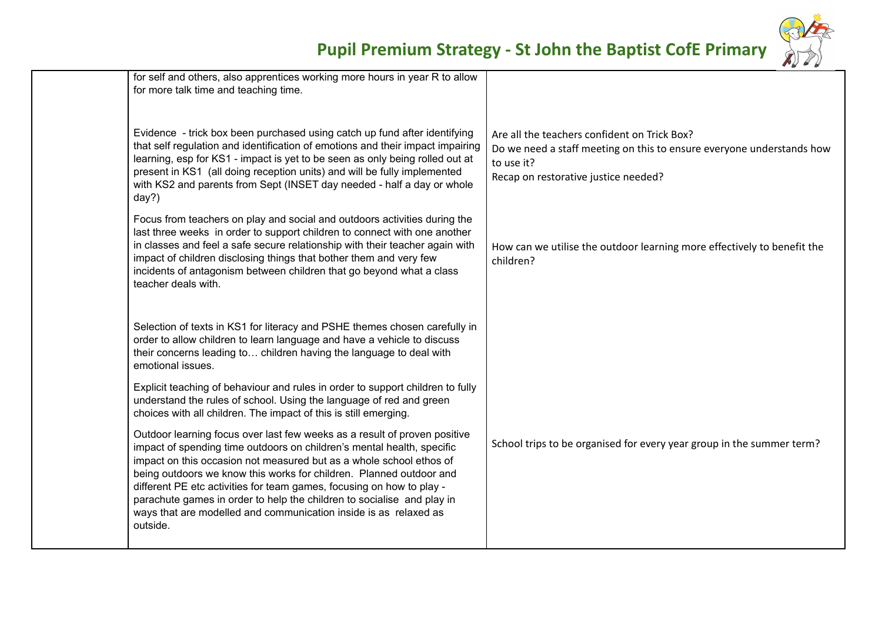| | | |
|---|---|---|
| | for self and others, also apprentices working more hours in year R to allow for more talk time and teaching time. | |
| | Evidence - trick box been purchased using catch up fund after identifying that self regulation and identification of emotions and their impact impairing learning, esp for KS1 - impact is yet to be seen as only being rolled out at present in KS1 (all doing reception units) and will be fully implemented with KS2 and parents from Sept (INSET day needed - half a day or whole day?) | Are all the teachers confident on Trick Box?<br>Do we need a staff meeting on this to ensure everyone understands how to use it?<br>Recap on restorative justice needed? |
| | Focus from teachers on play and social and outdoors activities during the last three weeks in order to support children to connect with one another in classes and feel a safe secure relationship with their teacher again with impact of children disclosing things that bother them and very few incidents of antagonism between children that go beyond what a class teacher deals with. | How can we utilise the outdoor learning more effectively to benefit the children? |
| | Selection of texts in KS1 for literacy and PSHE themes chosen carefully in order to allow children to learn language and have a vehicle to discuss their concerns leading to… children having the language to deal with emotional issues. | |
| | Explicit teaching of behaviour and rules in order to support children to fully understand the rules of school. Using the language of red and green choices with all children. The impact of this is still emerging. | |
| | Outdoor learning focus over last few weeks as a result of proven positive impact of spending time outdoors on children's mental health, specific impact on this occasion not measured but as a whole school ethos of being outdoors we know this works for children. Planned outdoor and different PE etc activities for team games, focusing on how to play - parachute games in order to help the children to socialise and play in ways that are modelled and communication inside is as relaxed as outside. | School trips to be organised for every year group in the summer term? |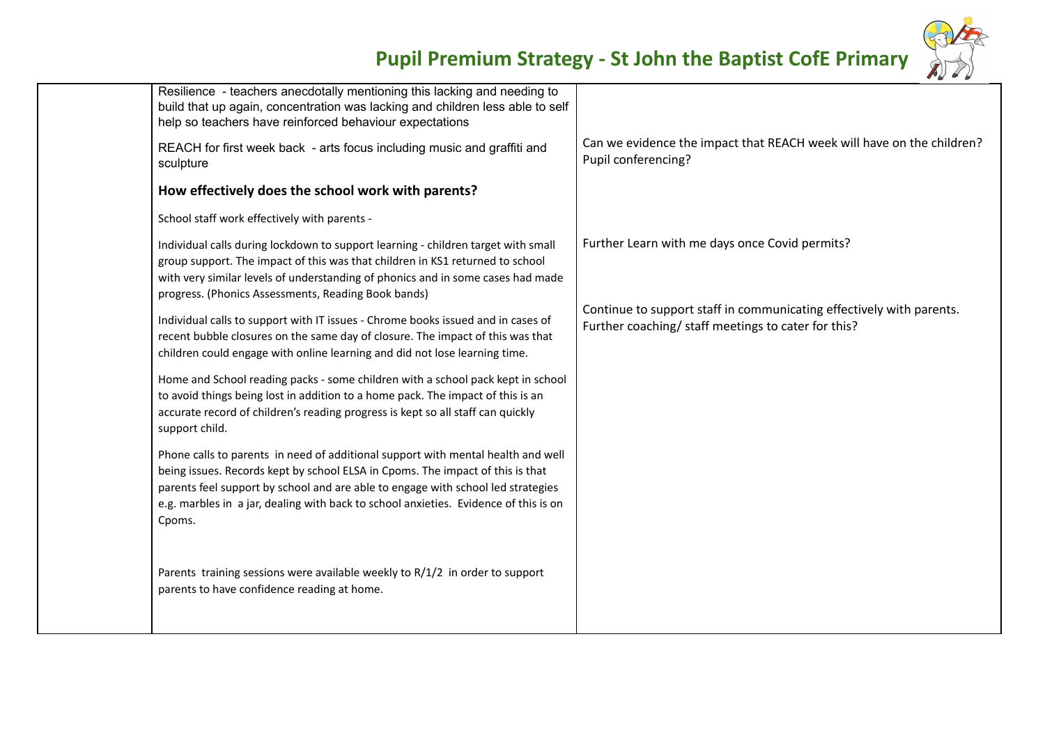| | | |
|---|---|---|
| | Resilience - teachers anecdotally mentioning this lacking and needing to build that up again, concentration was lacking and children less able to self help so teachers have reinforced behaviour expectations<br><br>REACH for first week back - arts focus including music and graffiti and sculpture | Can we evidence the impact that REACH week will have on the children? Pupil conferencing? |
| | **How effectively does the school work with parents?**<br><br>School staff work effectively with parents -<br><br>Individual calls during lockdown to support learning - children target with small group support. The impact of this was that children in KS1 returned to school with very similar levels of understanding of phonics and in some cases had made progress. (Phonics Assessments, Reading Book bands)<br><br>Individual calls to support with IT issues - Chrome books issued and in cases of recent bubble closures on the same day of closure. The impact of this was that children could engage with online learning and did not lose learning time.<br><br>Home and School reading packs - some children with a school pack kept in school to avoid things being lost in addition to a home pack. The impact of this is an accurate record of children's reading progress is kept so all staff can quickly support child.<br><br>Phone calls to parents in need of additional support with mental health and well being issues. Records kept by school ELSA in Cpoms. The impact of this is that parents feel support by school and are able to engage with school led strategies e.g. marbles in a jar, dealing with back to school anxieties. Evidence of this is on Cpoms.<br><br>Parents training sessions were available weekly to R/1/2 in order to support parents to have confidence reading at home. | Further Learn with me days once Covid permits?<br><br>Continue to support staff in communicating effectively with parents. Further coaching/ staff meetings to cater for this? |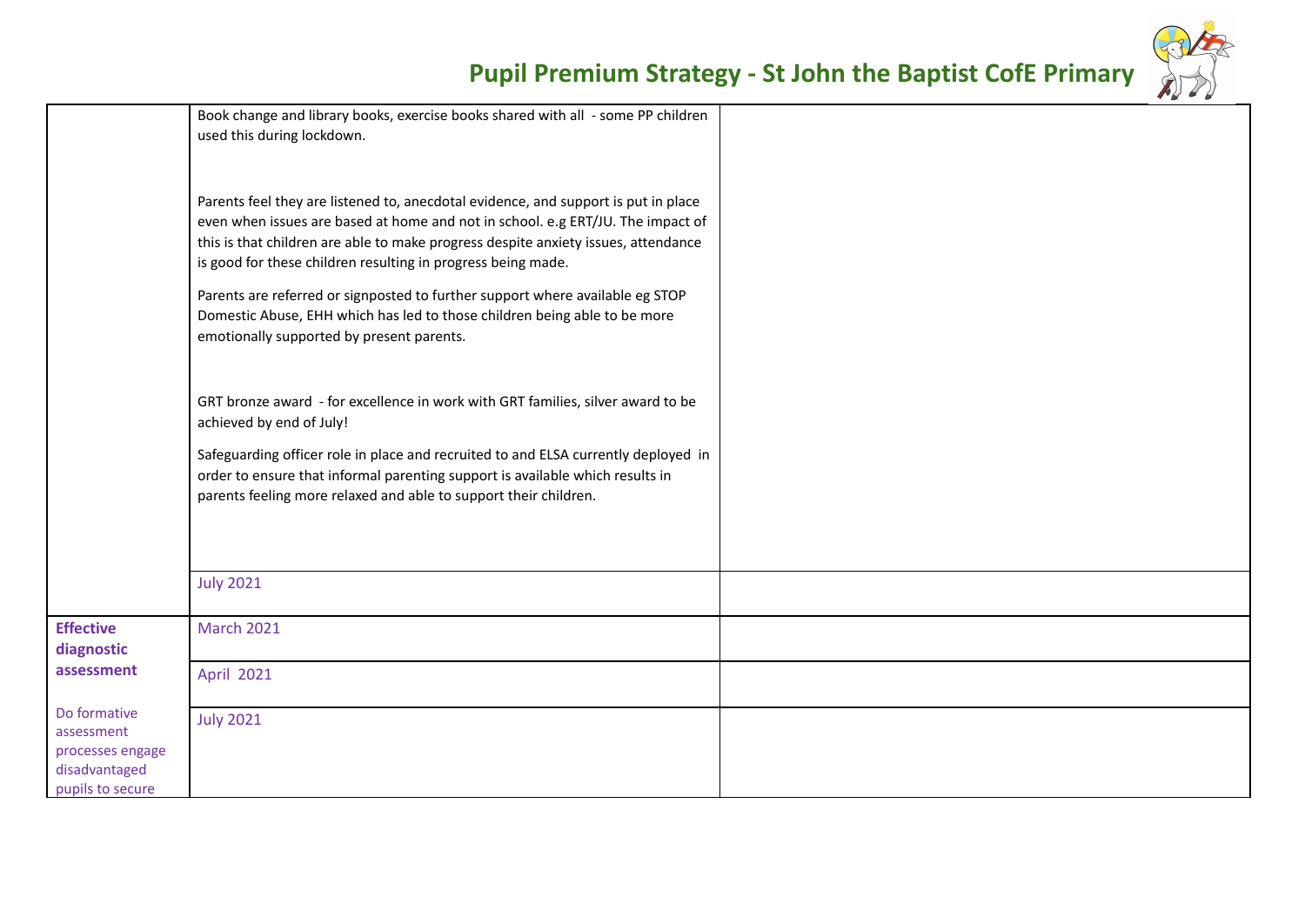| | | |
|---|---|---|
| | Book change and library books, exercise books shared with all - some PP children used this during lockdown.<br><br>Parents feel they are listened to, anecdotal evidence, and support is put in place even when issues are based at home and not in school. e.g ERT/JU. The impact of this is that children are able to make progress despite anxiety issues, attendance is good for these children resulting in progress being made.<br><br>Parents are referred or signposted to further support where available eg STOP Domestic Abuse, EHH which has led to those children being able to be more emotionally supported by present parents.<br><br>GRT bronze award - for excellence in work with GRT families, silver award to be achieved by end of July!<br><br>Safeguarding officer role in place and recruited to and ELSA currently deployed in order to ensure that informal parenting support is available which results in parents feeling more relaxed and able to support their children. | |
| | July 2021 | |
| **Effective diagnostic assessment**<br><br>Do formative assessment processes engage disadvantaged pupils to secure | March 2021 | |
| | April 2021 | |
| | July 2021 | |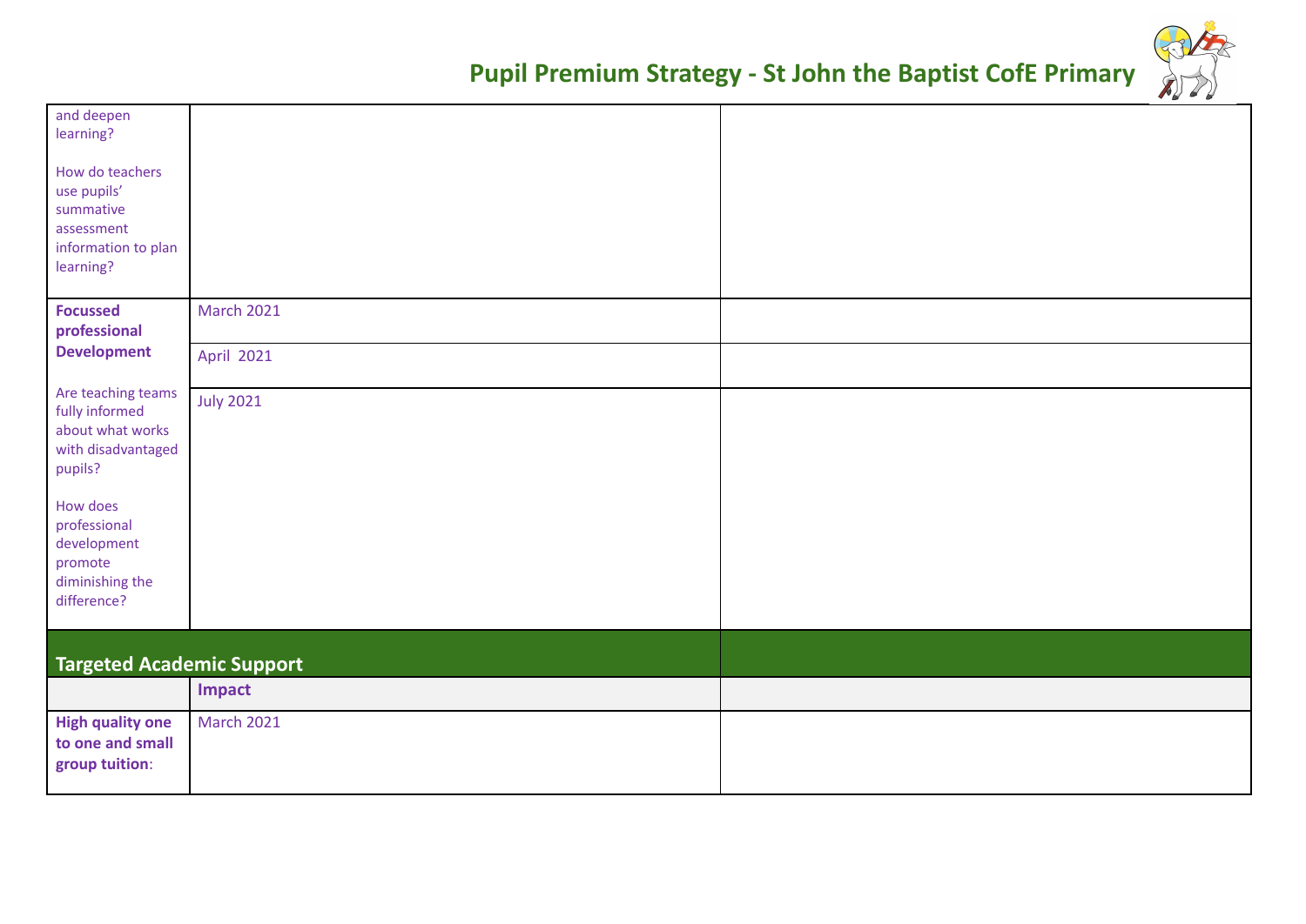| | | |
|---|---|---|
| and deepen learning?<br><br>How do teachers use pupils' summative assessment information to plan learning? | | |
| **Focussed professional Development**<br><br>Are teaching teams fully informed about what works with disadvantaged pupils?<br><br>How does professional development promote diminishing the difference? | March 2021 | |
| | April 2021 | |
| | July 2021 | |
| **Targeted Academic Support** | | |
| | **Impact** | |
| **High quality one to one and small group tuition**: | March 2021 | |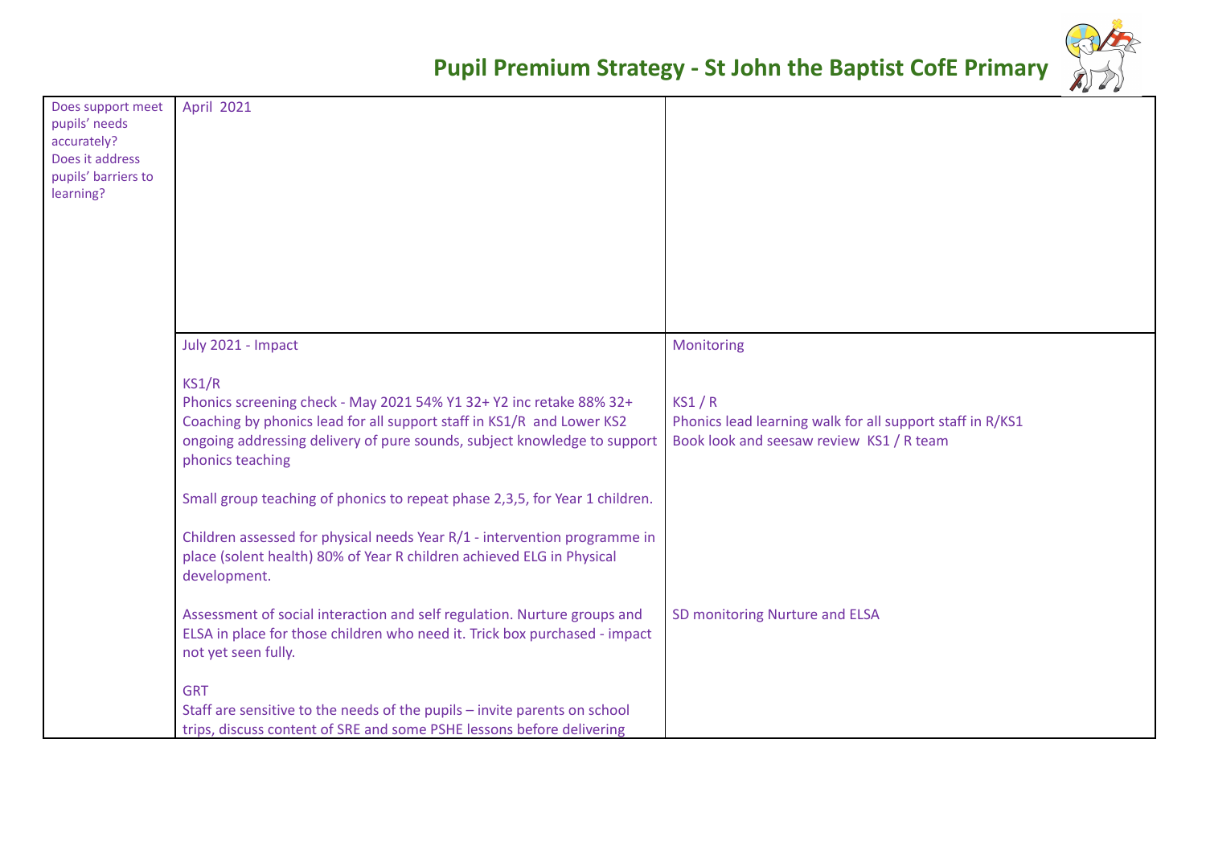# Pupil Premium Strategy - St John the Baptist CofE Primary

| | | |
|---|---|---|
| Does support meet pupils' needs accurately?<br>Does it address pupils' barriers to learning? | April 2021 | |
| | July 2021 - Impact<br><br>KS1/R<br>Phonics screening check - May 2021 54% Y1 32+ Y2 inc retake 88% 32+<br>Coaching by phonics lead for all support staff in KS1/R and Lower KS2 ongoing addressing delivery of pure sounds, subject knowledge to support phonics teaching<br><br>Small group teaching of phonics to repeat phase 2,3,5, for Year 1 children.<br><br>Children assessed for physical needs Year R/1 - intervention programme in place (solent health) 80% of Year R children achieved ELG in Physical development.<br><br>Assessment of social interaction and self regulation. Nurture groups and ELSA in place for those children who need it. Trick box purchased - impact not yet seen fully.<br><br>GRT<br>Staff are sensitive to the needs of the pupils – invite parents on school trips, discuss content of SRE and some PSHE lessons before delivering | Monitoring<br><br>KS1 / R<br>Phonics lead learning walk for all support staff in R/KS1<br>Book look and seesaw review KS1 / R team<br><br><br><br><br><br><br><br>SD monitoring Nurture and ELSA |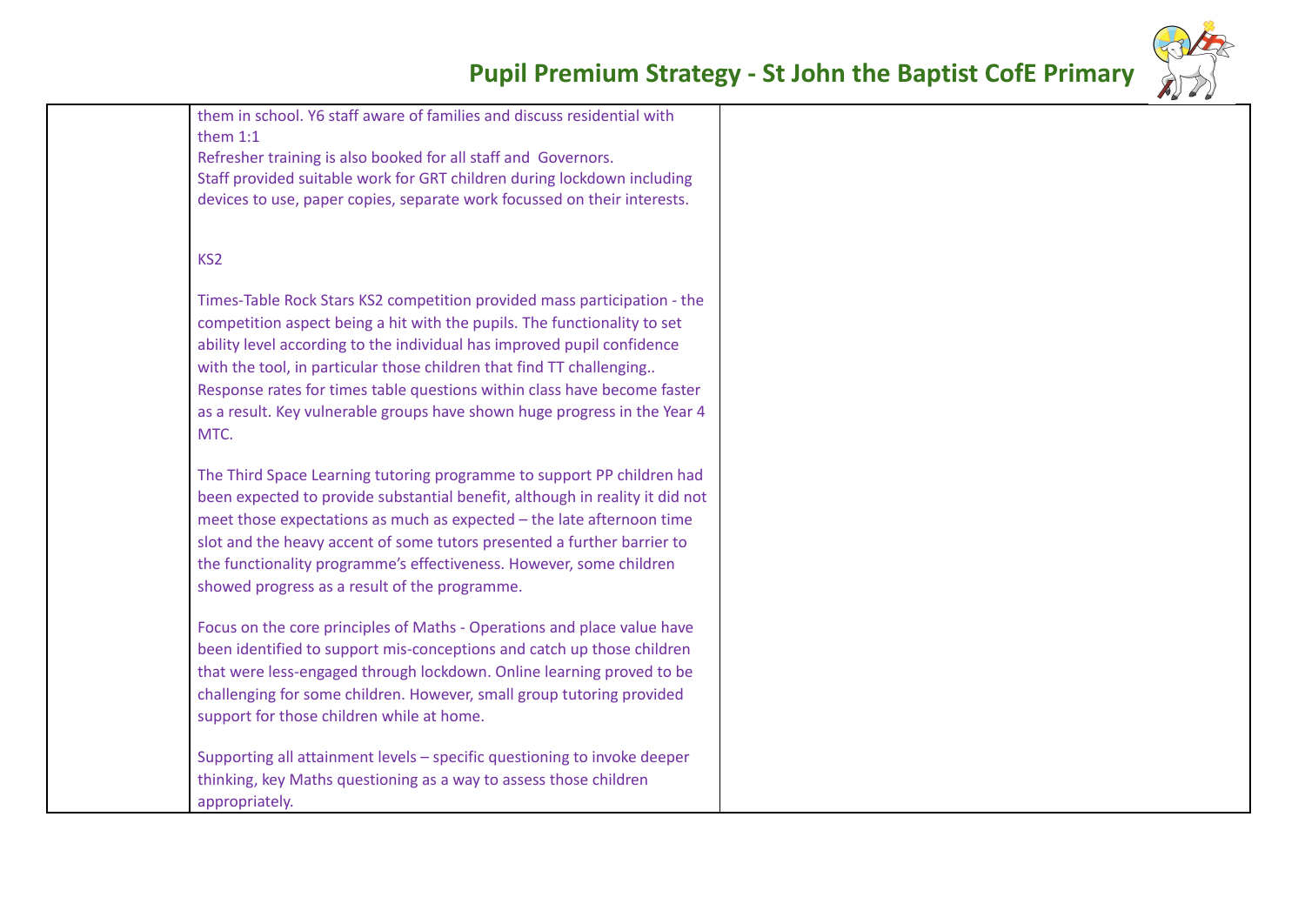| | | |
|---|---|---|
| | them in school. Y6 staff aware of families and discuss residential with them 1:1<br>Refresher training is also booked for all staff and Governors.<br>Staff provided suitable work for GRT children during lockdown including devices to use, paper copies, separate work focussed on their interests.<br><br>KS2<br><br>Times-Table Rock Stars KS2 competition provided mass participation - the competition aspect being a hit with the pupils. The functionality to set ability level according to the individual has improved pupil confidence with the tool, in particular those children that find TT challenging.. Response rates for times table questions within class have become faster as a result. Key vulnerable groups have shown huge progress in the Year 4 MTC.<br><br>The Third Space Learning tutoring programme to support PP children had been expected to provide substantial benefit, although in reality it did not meet those expectations as much as expected – the late afternoon time slot and the heavy accent of some tutors presented a further barrier to the functionality programme's effectiveness. However, some children showed progress as a result of the programme.<br><br>Focus on the core principles of Maths - Operations and place value have been identified to support mis-conceptions and catch up those children that were less-engaged through lockdown. Online learning proved to be challenging for some children. However, small group tutoring provided support for those children while at home.<br><br>Supporting all attainment levels – specific questioning to invoke deeper thinking, key Maths questioning as a way to assess those children appropriately. | |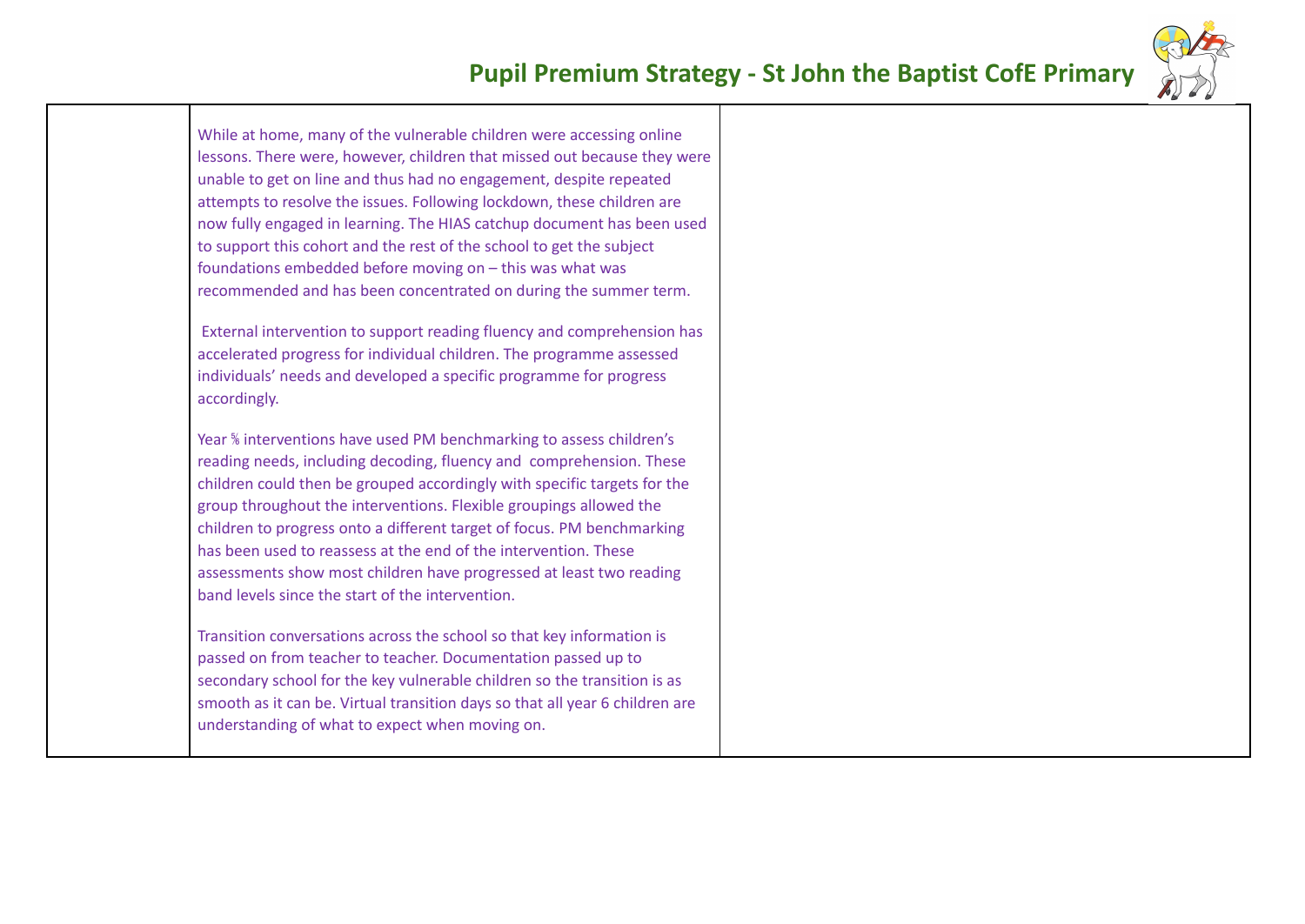| | | |
|---|---|---|
| | While at home, many of the vulnerable children were accessing online lessons. There were, however, children that missed out because they were unable to get on line and thus had no engagement, despite repeated attempts to resolve the issues. Following lockdown, these children are now fully engaged in learning. The HIAS catchup document has been used to support this cohort and the rest of the school to get the subject foundations embedded before moving on – this was what was recommended and has been concentrated on during the summer term.<br><br>External intervention to support reading fluency and comprehension has accelerated progress for individual children. The programme assessed individuals' needs and developed a specific programme for progress accordingly.<br><br>Year ⅚ interventions have used PM benchmarking to assess children's reading needs, including decoding, fluency and comprehension. These children could then be grouped accordingly with specific targets for the group throughout the interventions. Flexible groupings allowed the children to progress onto a different target of focus. PM benchmarking has been used to reassess at the end of the intervention. These assessments show most children have progressed at least two reading band levels since the start of the intervention.<br><br>Transition conversations across the school so that key information is passed on from teacher to teacher. Documentation passed up to secondary school for the key vulnerable children so the transition is as smooth as it can be. Virtual transition days so that all year 6 children are understanding of what to expect when moving on. | |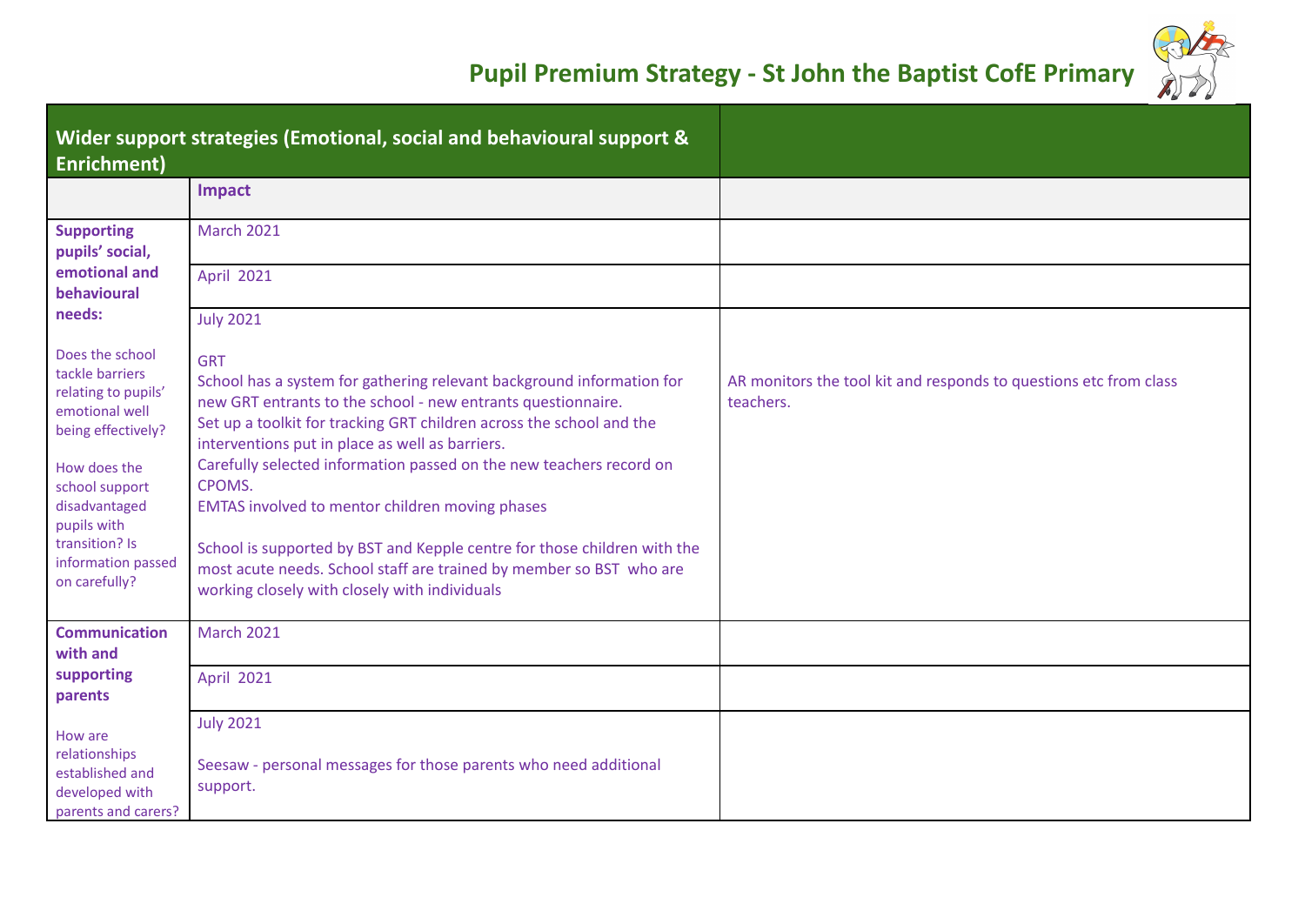# Pupil Premium Strategy - St John the Baptist CofE Primary

| Wider support strategies (Emotional, social and behavioural support & Enrichment) | | |
|---|---|---|
| | **Impact** | |
| **Supporting pupils' social, emotional and behavioural needs:**<br><br>Does the school tackle barriers relating to pupils' emotional well being effectively?<br><br>How does the school support disadvantaged pupils with transition? Is information passed on carefully? | March 2021 | |
| | April 2021 | |
| | July 2021<br><br>GRT<br>School has a system for gathering relevant background information for new GRT entrants to the school - new entrants questionnaire.<br>Set up a toolkit for tracking GRT children across the school and the interventions put in place as well as barriers.<br>Carefully selected information passed on the new teachers record on CPOMS.<br>EMTAS involved to mentor children moving phases<br><br>School is supported by BST and Kepple centre for those children with the most acute needs. School staff are trained by member so BST who are working closely with closely with individuals | AR monitors the tool kit and responds to questions etc from class teachers. |
| **Communication with and supporting parents**<br><br>How are relationships established and developed with parents and carers? | March 2021 | |
| | April 2021 | |
| | July 2021<br><br>Seesaw - personal messages for those parents who need additional support. | |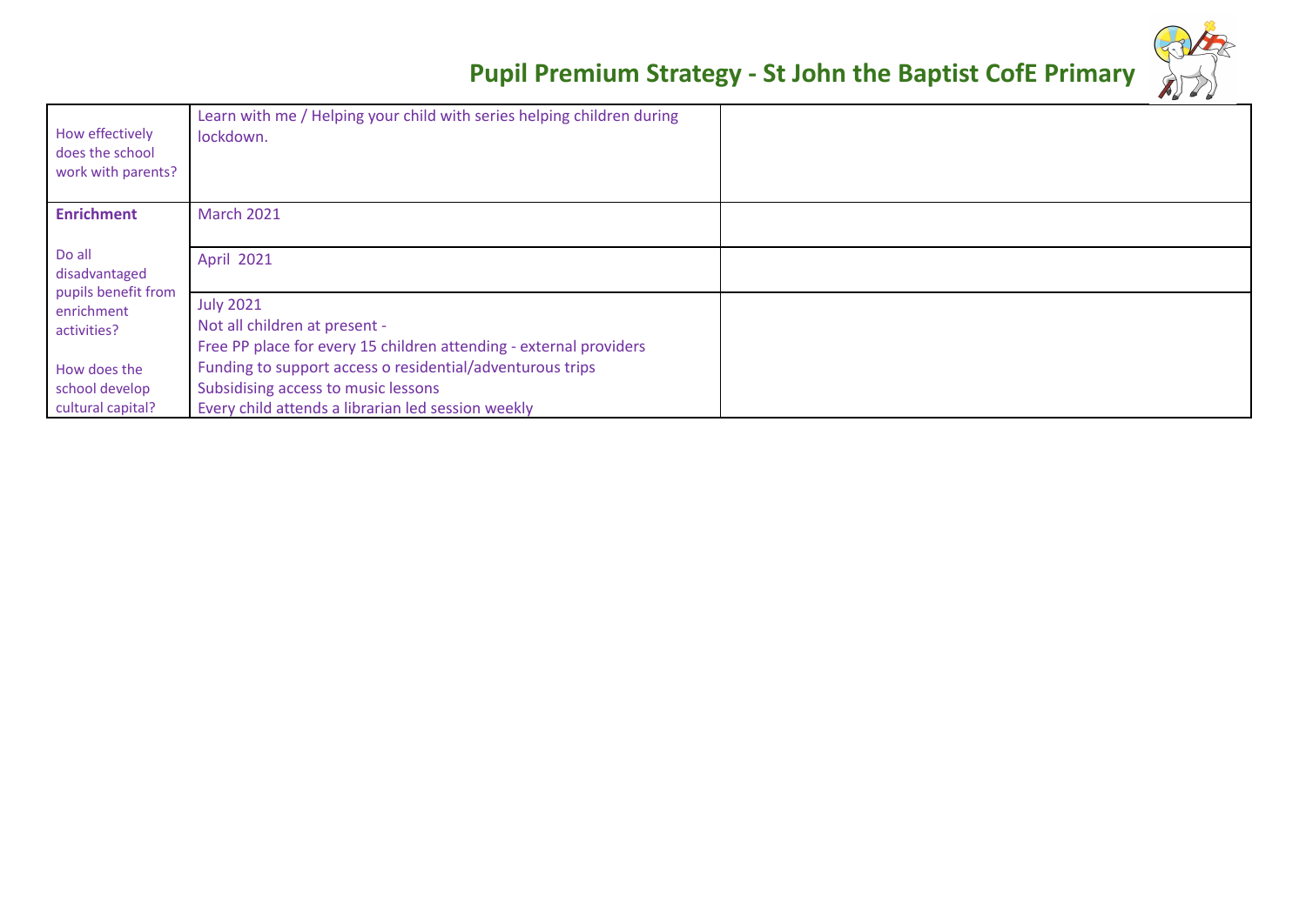# Pupil Premium Strategy - St John the Baptist CofE Primary

| | | |
|---|---|---|
| How effectively does the school work with parents? | Learn with me / Helping your child with series helping children during lockdown. | |
| **Enrichment**<br><br>Do all disadvantaged pupils benefit from enrichment activities?<br><br>How does the school develop cultural capital? | March 2021 | |
| | April 2021 | |
| | July 2021<br>Not all children at present -<br>Free PP place for every 15 children attending - external providers<br>Funding to support access o residential/adventurous trips<br>Subsidising access to music lessons<br>Every child attends a librarian led session weekly | |